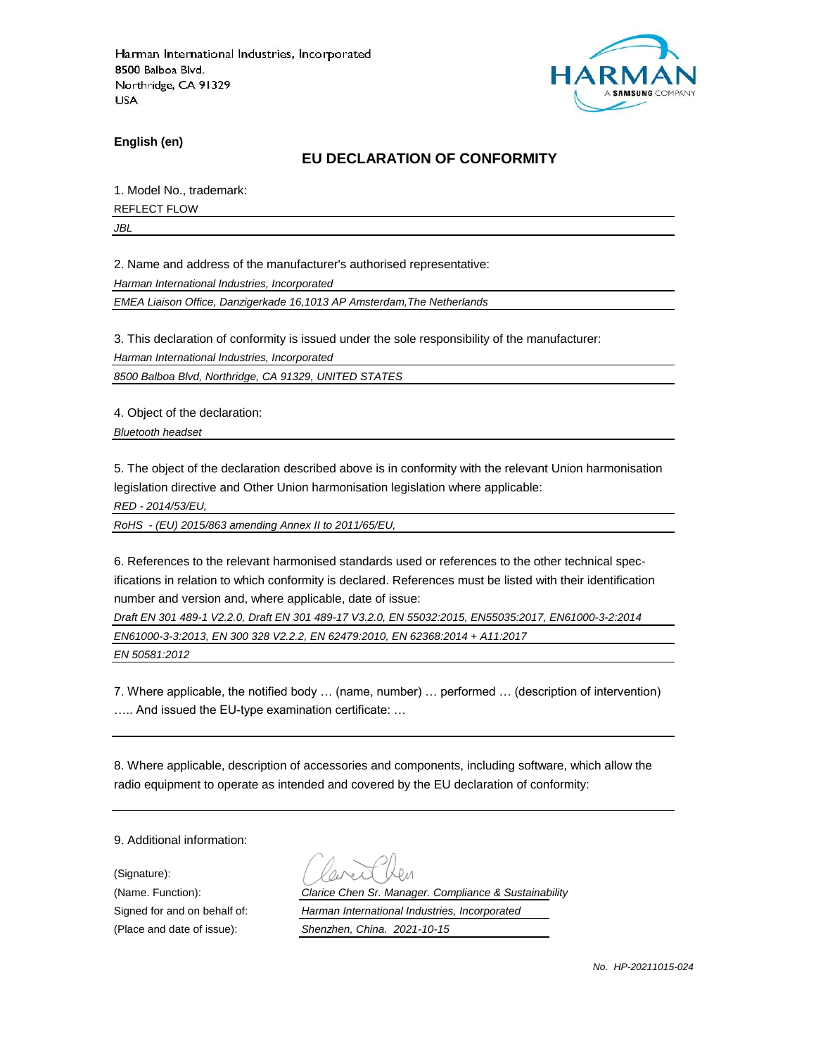Harman International Industries, Incorporated
8500 Balboa Blvd.
Northridge, CA 91329
USA

HARMAN
A SAMSUNG COMPANY

**English (en)**

## EU DECLARATION OF CONFORMITY

1. Model No., trademark:

REFLECT FLOW

*JBL*

2. Name and address of the manufacturer's authorised representative:

*Harman International Industries, Incorporated*

*EMEA Liaison Office, Danzigerkade 16,1013 AP Amsterdam,The Netherlands*

3. This declaration of conformity is issued under the sole responsibility of the manufacturer:

*Harman International Industries, Incorporated*

*8500 Balboa Blvd, Northridge, CA 91329, UNITED STATES*

4. Object of the declaration:

*Bluetooth headset*

5. The object of the declaration described above is in conformity with the relevant Union harmonisation legislation directive and Other Union harmonisation legislation where applicable:

*RED - 2014/53/EU,*

*RoHS - (EU) 2015/863 amending Annex II to 2011/65/EU,*

6. References to the relevant harmonised standards used or references to the other technical specifications in relation to which conformity is declared. References must be listed with their identification number and version and, where applicable, date of issue:

*Draft EN 301 489-1 V2.2.0, Draft EN 301 489-17 V3.2.0, EN 55032:2015, EN55035:2017, EN61000-3-2:2014*

*EN61000-3-3:2013, EN 300 328 V2.2.2, EN 62479:2010, EN 62368:2014 + A11:2017*

*EN 50581:2012*

7. Where applicable, the notified body … (name, number) … performed … (description of intervention) ….. And issued the EU-type examination certificate: …

8. Where applicable, description of accessories and components, including software, which allow the radio equipment to operate as intended and covered by the EU declaration of conformity:

9. Additional information:

(Signature):

(Name. Function): *Clarice Chen Sr. Manager. Compliance & Sustainability*

Signed for and on behalf of: *Harman International Industries, Incorporated*

(Place and date of issue): *Shenzhen, China. 2021-10-15*

*No. HP-20211015-024*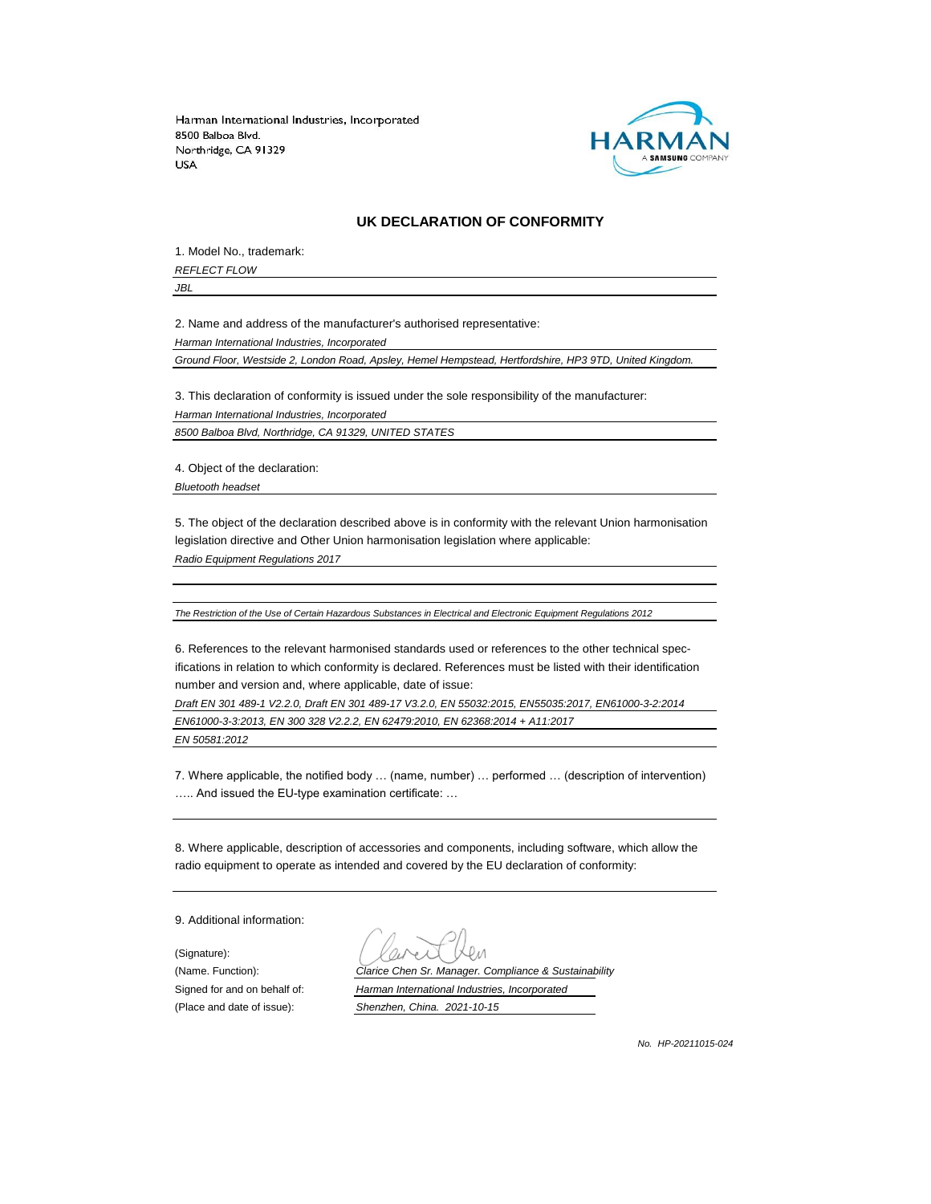Harman International Industries, Incorporated
8500 Balboa Blvd.
Northridge, CA 91329
USA

## UK DECLARATION OF CONFORMITY

1. Model No., trademark:

*REFLECT FLOW*

*JBL*

2. Name and address of the manufacturer's authorised representative:

*Harman International Industries, Incorporated*

*Ground Floor, Westside 2, London Road, Apsley, Hemel Hempstead, Hertfordshire, HP3 9TD, United Kingdom.*

3. This declaration of conformity is issued under the sole responsibility of the manufacturer:

*Harman International Industries, Incorporated*

*8500 Balboa Blvd, Northridge, CA 91329, UNITED STATES*

4. Object of the declaration:

*Bluetooth headset*

5. The object of the declaration described above is in conformity with the relevant Union harmonisation legislation directive and Other Union harmonisation legislation where applicable:

*Radio Equipment Regulations 2017*

*The Restriction of the Use of Certain Hazardous Substances in Electrical and Electronic Equipment Regulations 2012*

6. References to the relevant harmonised standards used or references to the other technical specifications in relation to which conformity is declared. References must be listed with their identification number and version and, where applicable, date of issue:

*Draft EN 301 489-1 V2.2.0, Draft EN 301 489-17 V3.2.0, EN 55032:2015, EN55035:2017, EN61000-3-2:2014*

*EN61000-3-3:2013, EN 300 328 V2.2.2, EN 62479:2010, EN 62368:2014 + A11:2017*

*EN 50581:2012*

7. Where applicable, the notified body … (name, number) … performed … (description of intervention) ….. And issued the EU-type examination certificate: …

8. Where applicable, description of accessories and components, including software, which allow the radio equipment to operate as intended and covered by the EU declaration of conformity:

9. Additional information:

(Signature):

(Name. Function): *Clarice Chen Sr. Manager. Compliance & Sustainability*

Signed for and on behalf of: *Harman International Industries, Incorporated*

(Place and date of issue): *Shenzhen, China. 2021-10-15*

*No. HP-20211015-024*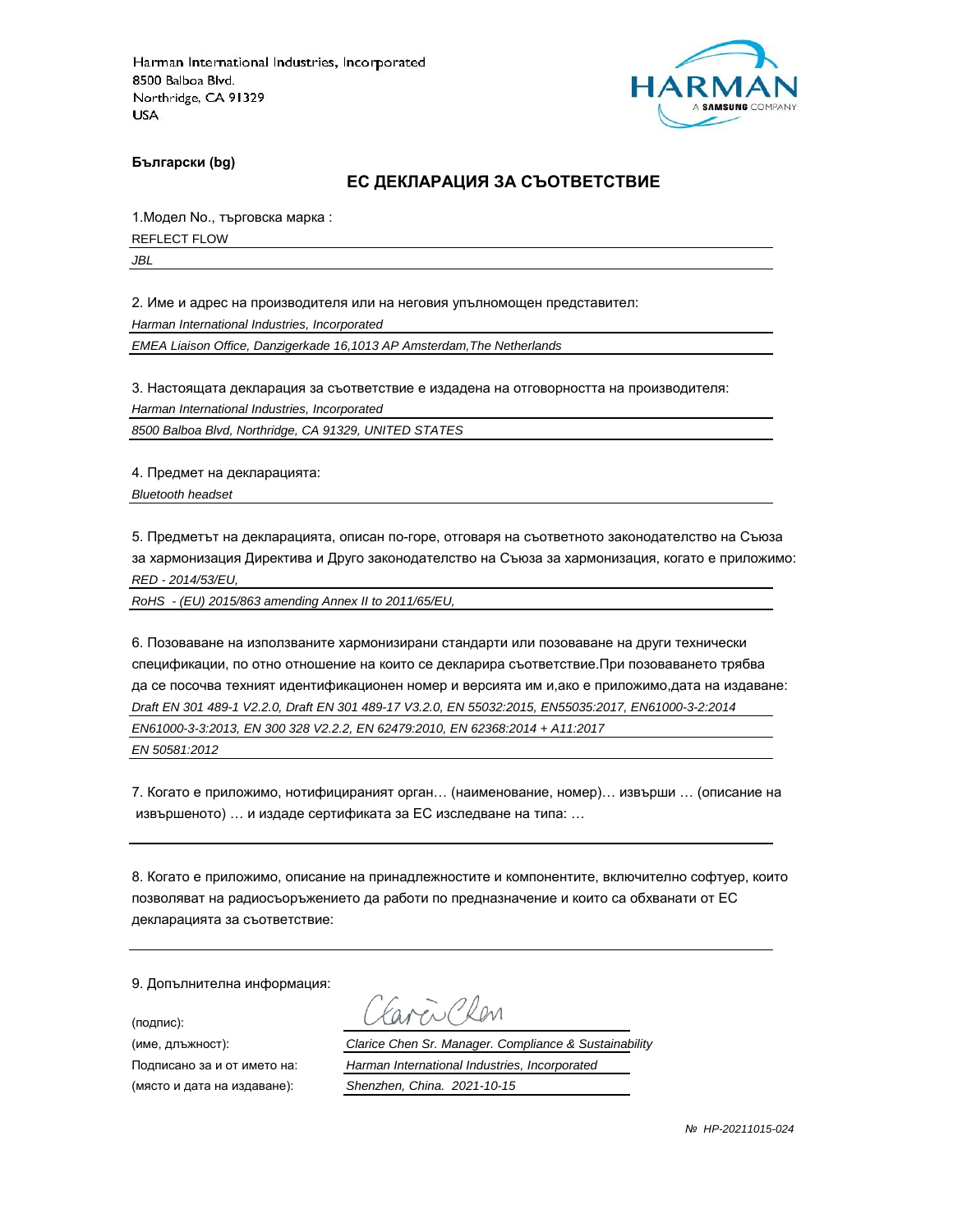Harman International Industries, Incorporated
8500 Balboa Blvd.
Northridge, CA 91329
USA

HARMAN
A SAMSUNG COMPANY

**Български (bg)**

## ЕС ДЕКЛАРАЦИЯ ЗА СЪОТВЕТСТВИЕ

1.Модел No., търговска марка :

REFLECT FLOW

*JBL*

2. Име и адрес на производителя или на неговия упълномощен представител:

*Harman International Industries, Incorporated*

*EMEA Liaison Office, Danzigerkade 16,1013 AP Amsterdam,The Netherlands*

3. Настоящата декларация за съответствие е издадена на отговорността на производителя:

*Harman International Industries, Incorporated*

*8500 Balboa Blvd, Northridge, CA 91329, UNITED STATES*

4. Предмет на декларацията:

*Bluetooth headset*

5. Предметът на декларацията, описан по-горе, отговаря на съответното законодателство на Съюза за хармонизация Директива и Друго законодателство на Съюза за хармонизация, когато е приложимо:

*RED - 2014/53/EU,*

*RoHS - (EU) 2015/863 amending Annex II to 2011/65/EU,*

6. Позоваване на използваните хармонизирани стандарти или позоваване на други технически спецификации, по отно отношение на които се декларира съответствие.При позоваването трябва да се посочва техният идентификационен номер и версията им и,ако е приложимо,дата на издаване:

*Draft EN 301 489-1 V2.2.0, Draft EN 301 489-17 V3.2.0, EN 55032:2015, EN55035:2017, EN61000-3-2:2014*

*EN61000-3-3:2013, EN 300 328 V2.2.2, EN 62479:2010, EN 62368:2014 + A11:2017*

*EN 50581:2012*

7. Когато е приложимо, нотифицираният орган… (наименование, номер)… извърши … (описание на извършеното) … и издаде сертификата за ЕС изследване на типа: …

8. Когато е приложимо, описание на принадлежностите и компонентите, включително софтуер, които позволяват на радиосъоръжението да работи по предназначение и които са обхванати от ЕС декларацията за съответствие:

9. Допълнителна информация:

(подпис):

(име, длъжност): *Clarice Chen Sr. Manager. Compliance & Sustainability*

Подписано за и от името на: *Harman International Industries, Incorporated*

(място и дата на издаване): *Shenzhen, China. 2021-10-15*

*№ HP-20211015-024*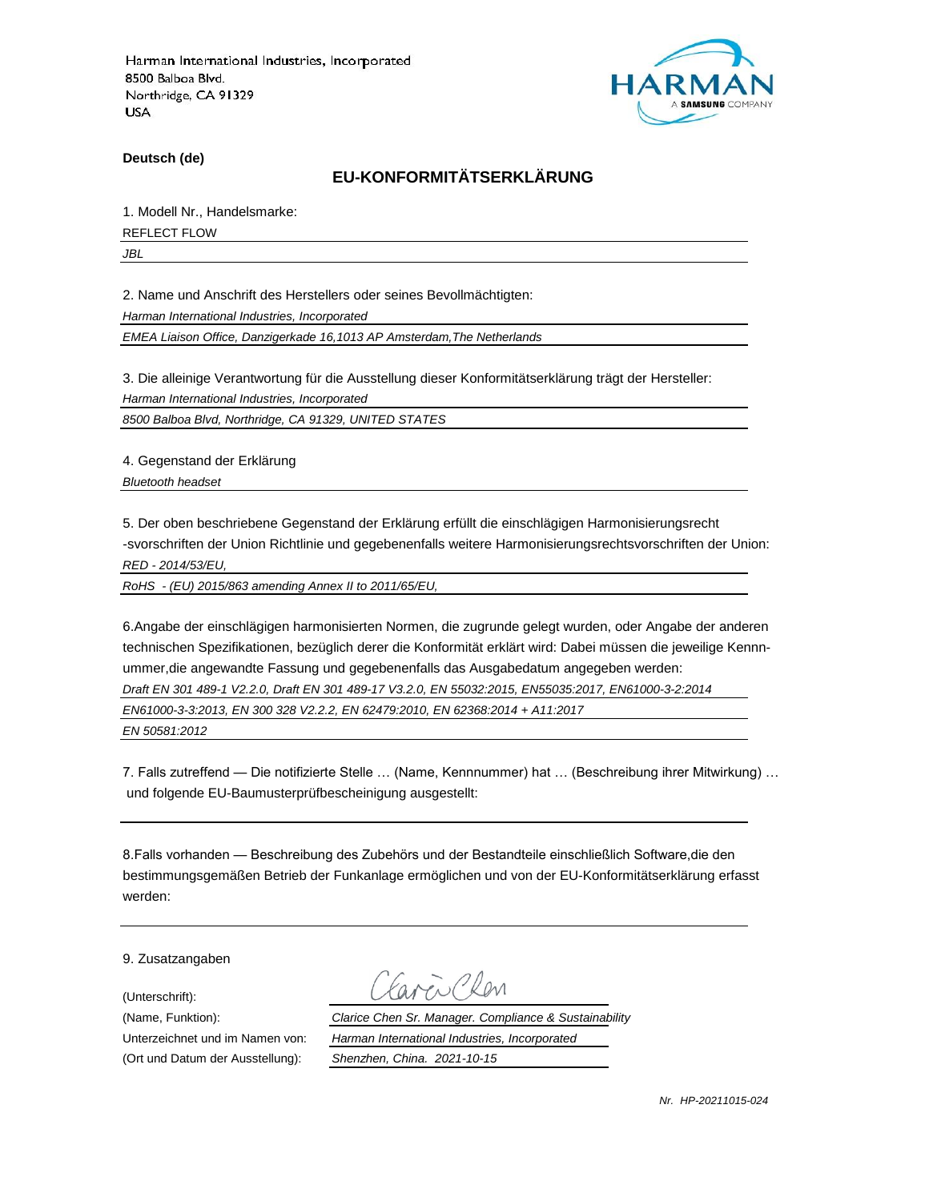Harman International Industries, Incorporated
8500 Balboa Blvd.
Northridge, CA 91329
USA

HARMAN
A SAMSUNG COMPANY

**Deutsch (de)**

## EU-KONFORMITÄTSERKLÄRUNG

1. Modell Nr., Handelsmarke:

REFLECT FLOW

*JBL*

2. Name und Anschrift des Herstellers oder seines Bevollmächtigten:

*Harman International Industries, Incorporated*

*EMEA Liaison Office, Danzigerkade 16,1013 AP Amsterdam,The Netherlands*

3. Die alleinige Verantwortung für die Ausstellung dieser Konformitätserklärung trägt der Hersteller:

*Harman International Industries, Incorporated*

*8500 Balboa Blvd, Northridge, CA 91329, UNITED STATES*

4. Gegenstand der Erklärung

*Bluetooth headset*

5. Der oben beschriebene Gegenstand der Erklärung erfüllt die einschlägigen Harmonisierungsrecht -svorschriften der Union Richtlinie und gegebenenfalls weitere Harmonisierungsrechtsvorschriften der Union:

*RED - 2014/53/EU,*

*RoHS - (EU) 2015/863 amending Annex II to 2011/65/EU,*

6.Angabe der einschlägigen harmonisierten Normen, die zugrunde gelegt wurden, oder Angabe der anderen technischen Spezifikationen, bezüglich derer die Konformität erklärt wird: Dabei müssen die jeweilige Kennn-ummer,die angewandte Fassung und gegebenenfalls das Ausgabedatum angegeben werden:

*Draft EN 301 489-1 V2.2.0, Draft EN 301 489-17 V3.2.0, EN 55032:2015, EN55035:2017, EN61000-3-2:2014*

*EN61000-3-3:2013, EN 300 328 V2.2.2, EN 62479:2010, EN 62368:2014 + A11:2017*

*EN 50581:2012*

7. Falls zutreffend — Die notifizierte Stelle … (Name, Kennnummer) hat … (Beschreibung ihrer Mitwirkung) … und folgende EU-Baumusterprüfbescheinigung ausgestellt:

8.Falls vorhanden — Beschreibung des Zubehörs und der Bestandteile einschließlich Software,die den bestimmungsgemäßen Betrieb der Funkanlage ermöglichen und von der EU-Konformitätserklärung erfasst werden:

9. Zusatzangaben

(Unterschrift): Clarice Chen

(Name, Funktion): *Clarice Chen Sr. Manager. Compliance & Sustainability*

Unterzeichnet und im Namen von: *Harman International Industries, Incorporated*

(Ort und Datum der Ausstellung): *Shenzhen, China. 2021-10-15*

*Nr. HP-20211015-024*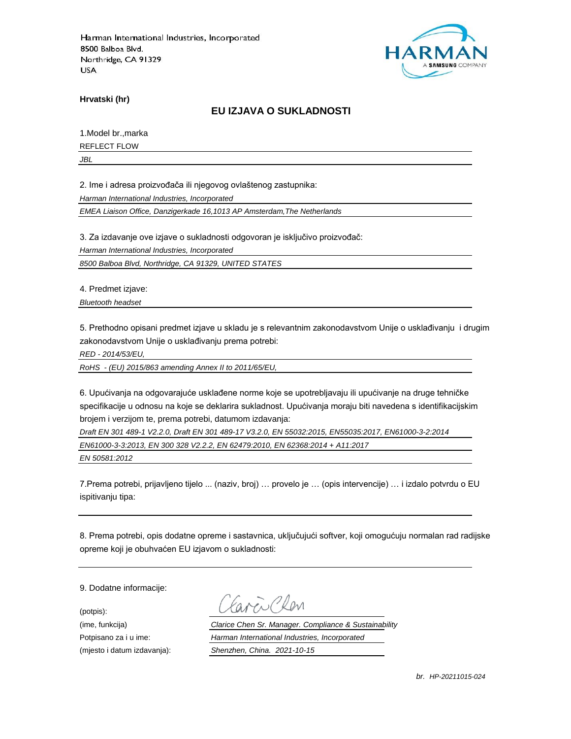Harman International Industries, Incorporated
8500 Balboa Blvd.
Northridge, CA 91329
USA

**Hrvatski (hr)**

## EU IZJAVA O SUKLADNOSTI

1.Model br.,marka

REFLECT FLOW

*JBL*

2. Ime i adresa proizvođača ili njegovog ovlaštenog zastupnika:

*Harman International Industries, Incorporated*

*EMEA Liaison Office, Danzigerkade 16,1013 AP Amsterdam,The Netherlands*

3. Za izdavanje ove izjave o sukladnosti odgovoran je isključivo proizvođač:

*Harman International Industries, Incorporated*

*8500 Balboa Blvd, Northridge, CA 91329, UNITED STATES*

4. Predmet izjave:

*Bluetooth headset*

5. Prethodno opisani predmet izjave u skladu je s relevantnim zakonodavstvom Unije o usklađivanju i drugim zakonodavstvom Unije o usklađivanju prema potrebi:

*RED - 2014/53/EU,*

*RoHS - (EU) 2015/863 amending Annex II to 2011/65/EU,*

6. Upućivanja na odgovarajuće usklađene norme koje se upotrebljavaju ili upućivanje na druge tehničke specifikacije u odnosu na koje se deklarira sukladnost. Upućivanja moraju biti navedena s identifikacijskim brojem i verzijom te, prema potrebi, datumom izdavanja:

*Draft EN 301 489-1 V2.2.0, Draft EN 301 489-17 V3.2.0, EN 55032:2015, EN55035:2017, EN61000-3-2:2014*

*EN61000-3-3:2013, EN 300 328 V2.2.2, EN 62479:2010, EN 62368:2014 + A11:2017*

*EN 50581:2012*

7.Prema potrebi, prijavljeno tijelo ... (naziv, broj) … provelo je … (opis intervencije) … i izdalo potvrdu o EU ispitivanju tipa:

8. Prema potrebi, opis dodatne opreme i sastavnica, uključujući softver, koji omogućuju normalan rad radijske opreme koji je obuhvaćen EU izjavom o sukladnosti:

9. Dodatne informacije:

(potpis): Clarice Chen

(ime, funkcija) *Clarice Chen Sr. Manager. Compliance & Sustainability*

Potpisano za i u ime: *Harman International Industries, Incorporated*

(mjesto i datum izdavanja): *Shenzhen, China. 2021-10-15*

*br. HP-20211015-024*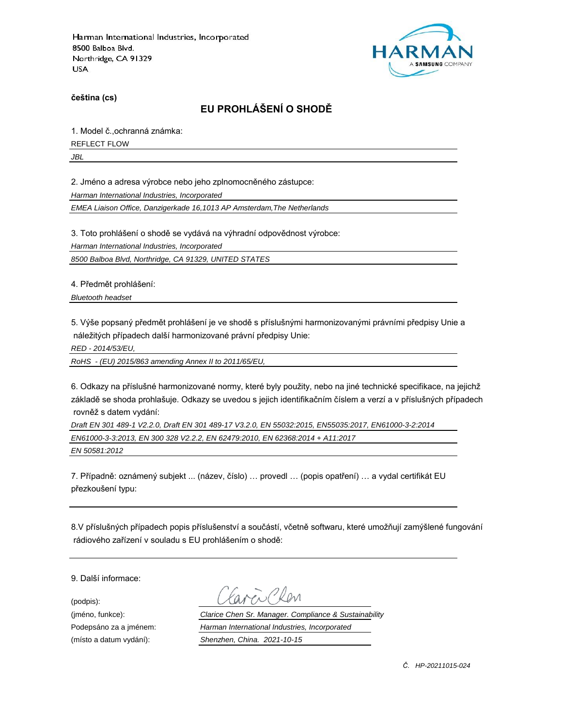Harman International Industries, Incorporated
8500 Balboa Blvd.
Northridge, CA 91329
USA

**čeština (cs)**

## EU PROHLÁŠENÍ O SHODĚ

1. Model č.,ochranná známka:

REFLECT FLOW

*JBL*

2. Jméno a adresa výrobce nebo jeho zplnomocněného zástupce:

*Harman International Industries, Incorporated*

*EMEA Liaison Office, Danzigerkade 16,1013 AP Amsterdam,The Netherlands*

3. Toto prohlášení o shodě se vydává na výhradní odpovědnost výrobce:

*Harman International Industries, Incorporated*

*8500 Balboa Blvd, Northridge, CA 91329, UNITED STATES*

4. Předmět prohlášení:

*Bluetooth headset*

5. Výše popsaný předmět prohlášení je ve shodě s příslušnými harmonizovanými právními předpisy Unie a náležitých případech další harmonizované právní předpisy Unie:

*RED - 2014/53/EU,*

*RoHS - (EU) 2015/863 amending Annex II to 2011/65/EU,*

6. Odkazy na příslušné harmonizované normy, které byly použity, nebo na jiné technické specifikace, na jejichž základě se shoda prohlašuje. Odkazy se uvedou s jejich identifikačním číslem a verzí a v příslušných případech rovněž s datem vydání:

*Draft EN 301 489-1 V2.2.0, Draft EN 301 489-17 V3.2.0, EN 55032:2015, EN55035:2017, EN61000-3-2:2014*

*EN61000-3-3:2013, EN 300 328 V2.2.2, EN 62479:2010, EN 62368:2014 + A11:2017*

*EN 50581:2012*

7. Případně: oznámený subjekt ... (název, číslo) … provedl … (popis opatření) … a vydal certifikát EU přezkoušení typu:

8.V příslušných případech popis příslušenství a součástí, včetně softwaru, které umožňují zamýšlené fungování rádiového zařízení v souladu s EU prohlášením o shodě:

9. Další informace:

(podpis): Clarice Chen

(jméno, funkce): *Clarice Chen Sr. Manager. Compliance & Sustainability*

Podepsáno za a jménem: *Harman International Industries, Incorporated*

(místo a datum vydání): *Shenzhen, China. 2021-10-15*

*Č. HP-20211015-024*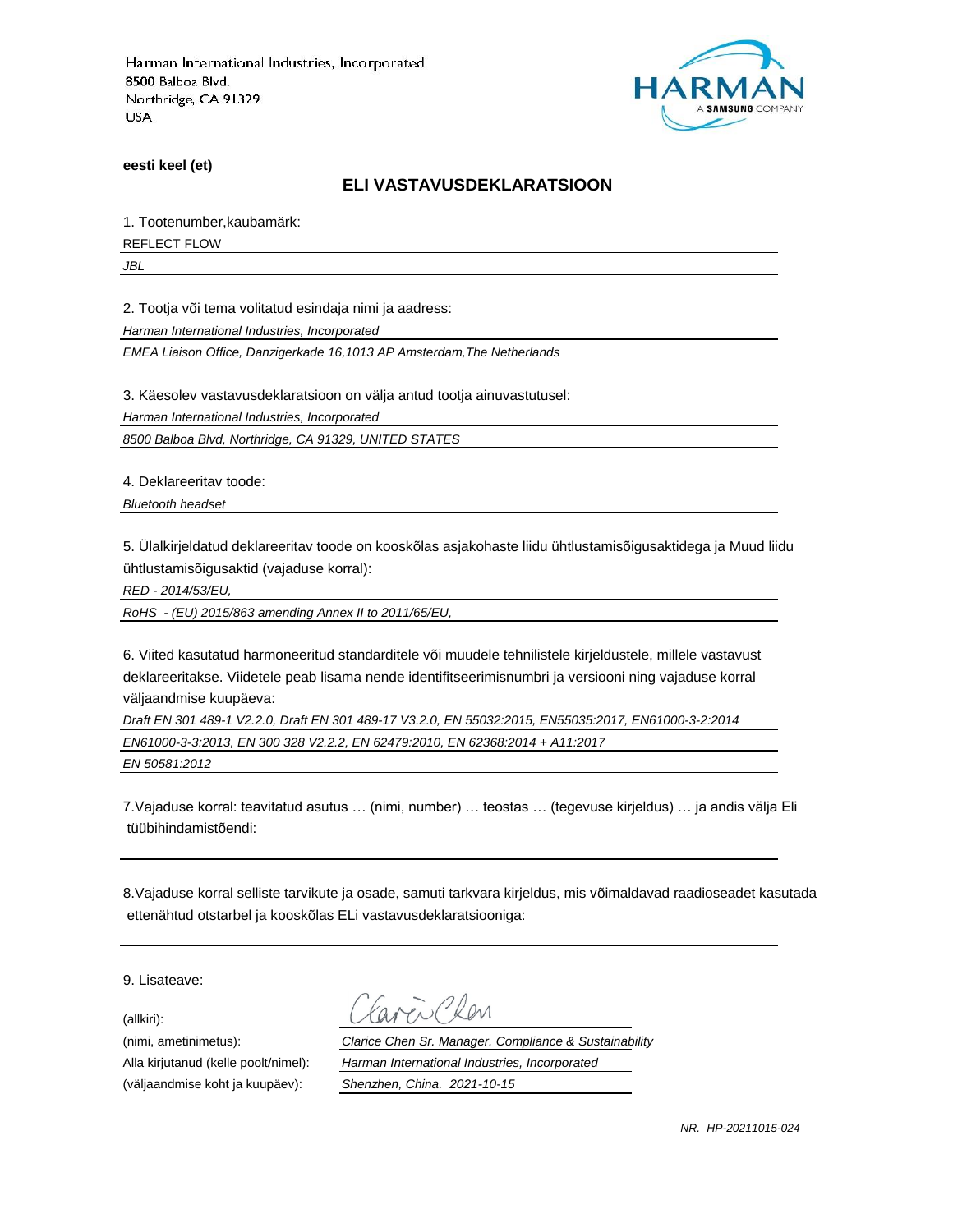Harman International Industries, Incorporated
8500 Balboa Blvd.
Northridge, CA 91329
USA

**eesti keel (et)**

## ELI VASTAVUSDEKLARATSIOON

1. Tootenumber,kaubamärk:

REFLECT FLOW

*JBL*

2. Tootja või tema volitatud esindaja nimi ja aadress:

*Harman International Industries, Incorporated*

*EMEA Liaison Office, Danzigerkade 16,1013 AP Amsterdam,The Netherlands*

3. Käesolev vastavusdeklaratsioon on välja antud tootja ainuvastutusel:

*Harman International Industries, Incorporated*

*8500 Balboa Blvd, Northridge, CA 91329, UNITED STATES*

4. Deklareeritav toode:

*Bluetooth headset*

5. Ülalkirjeldatud deklareeritav toode on kooskõlas asjakohaste liidu ühtlustamisõigusaktidega ja Muud liidu ühtlustamisõigusaktid (vajaduse korral):

*RED - 2014/53/EU,*

*RoHS - (EU) 2015/863 amending Annex II to 2011/65/EU,*

6. Viited kasutatud harmoneeritud standarditele või muudele tehnilistele kirjeldustele, millele vastavust deklareeritakse. Viidetele peab lisama nende identifitseerimisnumbri ja versiooni ning vajaduse korral väljaandmise kuupäeva:

*Draft EN 301 489-1 V2.2.0, Draft EN 301 489-17 V3.2.0, EN 55032:2015, EN55035:2017, EN61000-3-2:2014*

*EN61000-3-3:2013, EN 300 328 V2.2.2, EN 62479:2010, EN 62368:2014 + A11:2017*

*EN 50581:2012*

7.Vajaduse korral: teavitatud asutus … (nimi, number) … teostas … (tegevuse kirjeldus) … ja andis välja Eli tüübihindamistõendi:

8.Vajaduse korral selliste tarvikute ja osade, samuti tarkvara kirjeldus, mis võimaldavad raadioseadet kasutada ettenähtud otstarbel ja kooskõlas ELi vastavusdeklaratsiooniga:

9. Lisateave:

(allkiri):

(nimi, ametinimetus): *Clarice Chen Sr. Manager. Compliance & Sustainability*

Alla kirjutanud (kelle poolt/nimel): *Harman International Industries, Incorporated*

(väljaandmise koht ja kuupäev): *Shenzhen, China. 2021-10-15*

*NR. HP-20211015-024*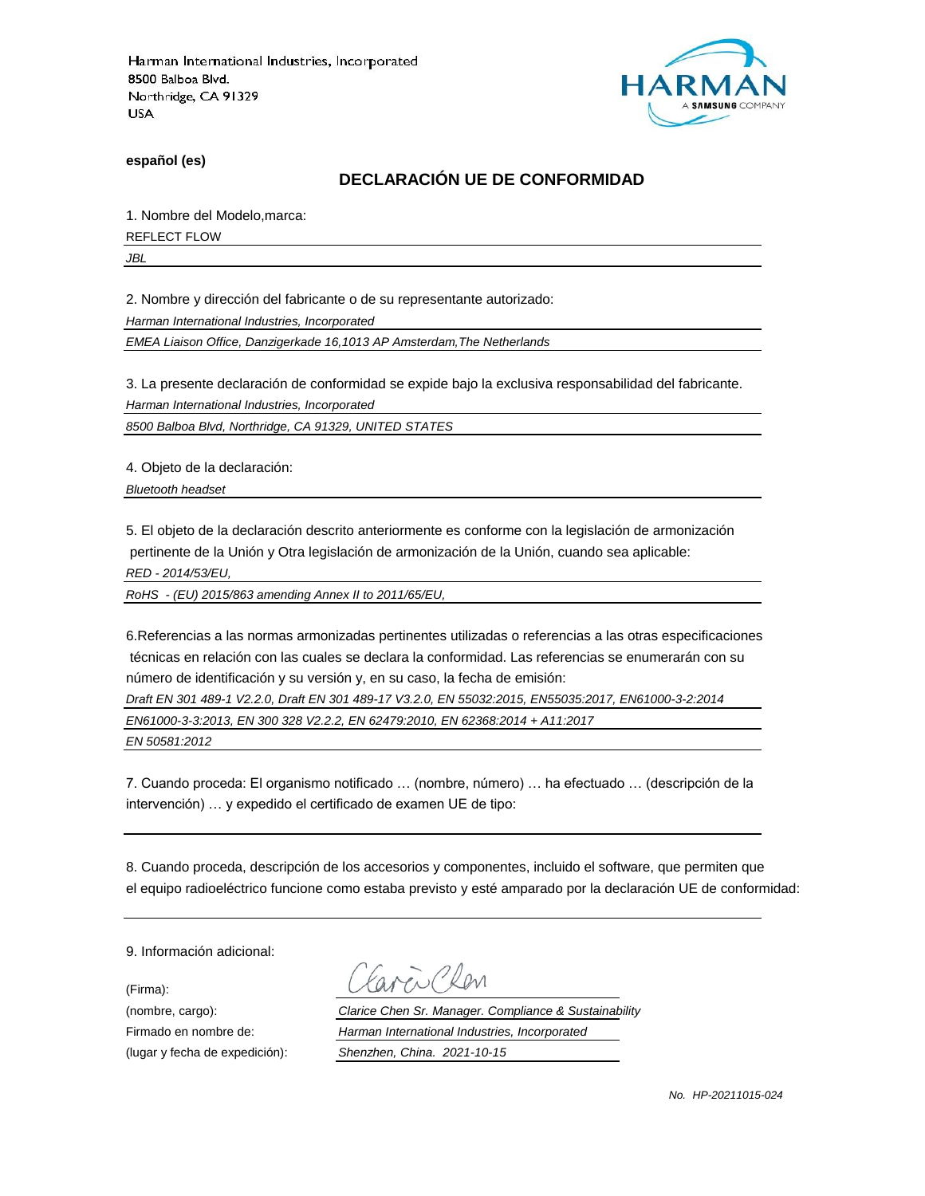Harman International Industries, Incorporated
8500 Balboa Blvd.
Northridge, CA 91329
USA

**español (es)**

## DECLARACIÓN UE DE CONFORMIDAD

1. Nombre del Modelo,marca:

REFLECT FLOW

*JBL*

2. Nombre y dirección del fabricante o de su representante autorizado:

*Harman International Industries, Incorporated*

*EMEA Liaison Office, Danzigerkade 16,1013 AP Amsterdam,The Netherlands*

3. La presente declaración de conformidad se expide bajo la exclusiva responsabilidad del fabricante.

*Harman International Industries, Incorporated*

*8500 Balboa Blvd, Northridge, CA 91329, UNITED STATES*

4. Objeto de la declaración:

*Bluetooth headset*

5. El objeto de la declaración descrito anteriormente es conforme con la legislación de armonización pertinente de la Unión y Otra legislación de armonización de la Unión, cuando sea aplicable:

*RED - 2014/53/EU,*

*RoHS - (EU) 2015/863 amending Annex II to 2011/65/EU,*

6.Referencias a las normas armonizadas pertinentes utilizadas o referencias a las otras especificaciones técnicas en relación con las cuales se declara la conformidad. Las referencias se enumerarán con su número de identificación y su versión y, en su caso, la fecha de emisión:

*Draft EN 301 489-1 V2.2.0, Draft EN 301 489-17 V3.2.0, EN 55032:2015, EN55035:2017, EN61000-3-2:2014*

*EN61000-3-3:2013, EN 300 328 V2.2.2, EN 62479:2010, EN 62368:2014 + A11:2017*

*EN 50581:2012*

7. Cuando proceda: El organismo notificado … (nombre, número) … ha efectuado … (descripción de la intervención) … y expedido el certificado de examen UE de tipo:

8. Cuando proceda, descripción de los accesorios y componentes, incluido el software, que permiten que el equipo radioeléctrico funcione como estaba previsto y esté amparado por la declaración UE de conformidad:

9. Información adicional:

(Firma): Clarice Chen

(nombre, cargo): *Clarice Chen Sr. Manager. Compliance & Sustainability*

Firmado en nombre de: *Harman International Industries, Incorporated*

(lugar y fecha de expedición): *Shenzhen, China. 2021-10-15*

*No. HP-20211015-024*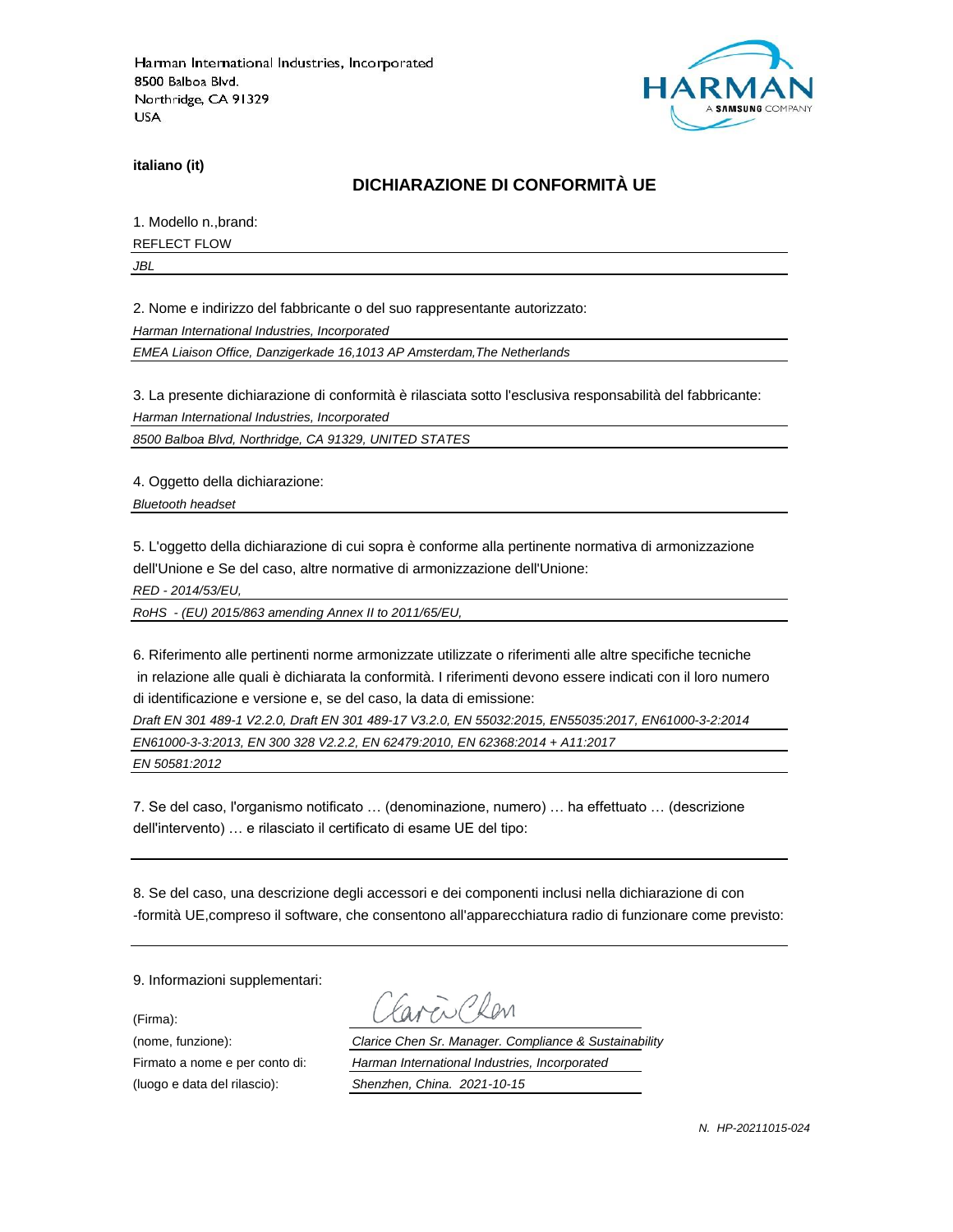Harman International Industries, Incorporated
8500 Balboa Blvd.
Northridge, CA 91329
USA

**italiano (it)**

## DICHIARAZIONE DI CONFORMITÀ UE

1. Modello n.,brand:

REFLECT FLOW

*JBL*

2. Nome e indirizzo del fabbricante o del suo rappresentante autorizzato:

*Harman International Industries, Incorporated*

*EMEA Liaison Office, Danzigerkade 16,1013 AP Amsterdam,The Netherlands*

3. La presente dichiarazione di conformità è rilasciata sotto l'esclusiva responsabilità del fabbricante:

*Harman International Industries, Incorporated*

*8500 Balboa Blvd, Northridge, CA 91329, UNITED STATES*

4. Oggetto della dichiarazione:

*Bluetooth headset*

5. L'oggetto della dichiarazione di cui sopra è conforme alla pertinente normativa di armonizzazione dell'Unione e Se del caso, altre normative di armonizzazione dell'Unione:

*RED - 2014/53/EU,*

*RoHS - (EU) 2015/863 amending Annex II to 2011/65/EU,*

6. Riferimento alle pertinenti norme armonizzate utilizzate o riferimenti alle altre specifiche tecniche in relazione alle quali è dichiarata la conformità. I riferimenti devono essere indicati con il loro numero di identificazione e versione e, se del caso, la data di emissione:

*Draft EN 301 489-1 V2.2.0, Draft EN 301 489-17 V3.2.0, EN 55032:2015, EN55035:2017, EN61000-3-2:2014*

*EN61000-3-3:2013, EN 300 328 V2.2.2, EN 62479:2010, EN 62368:2014 + A11:2017*

*EN 50581:2012*

7. Se del caso, l'organismo notificato … (denominazione, numero) … ha effettuato … (descrizione dell'intervento) … e rilasciato il certificato di esame UE del tipo:

8. Se del caso, una descrizione degli accessori e dei componenti inclusi nella dichiarazione di con -formità UE,compreso il software, che consentono all'apparecchiatura radio di funzionare come previsto:

9. Informazioni supplementari:

(Firma): Clarice Chen

(nome, funzione): *Clarice Chen Sr. Manager. Compliance & Sustainability*

Firmato a nome e per conto di: *Harman International Industries, Incorporated*

(luogo e data del rilascio): *Shenzhen, China. 2021-10-15*

*N. HP-20211015-024*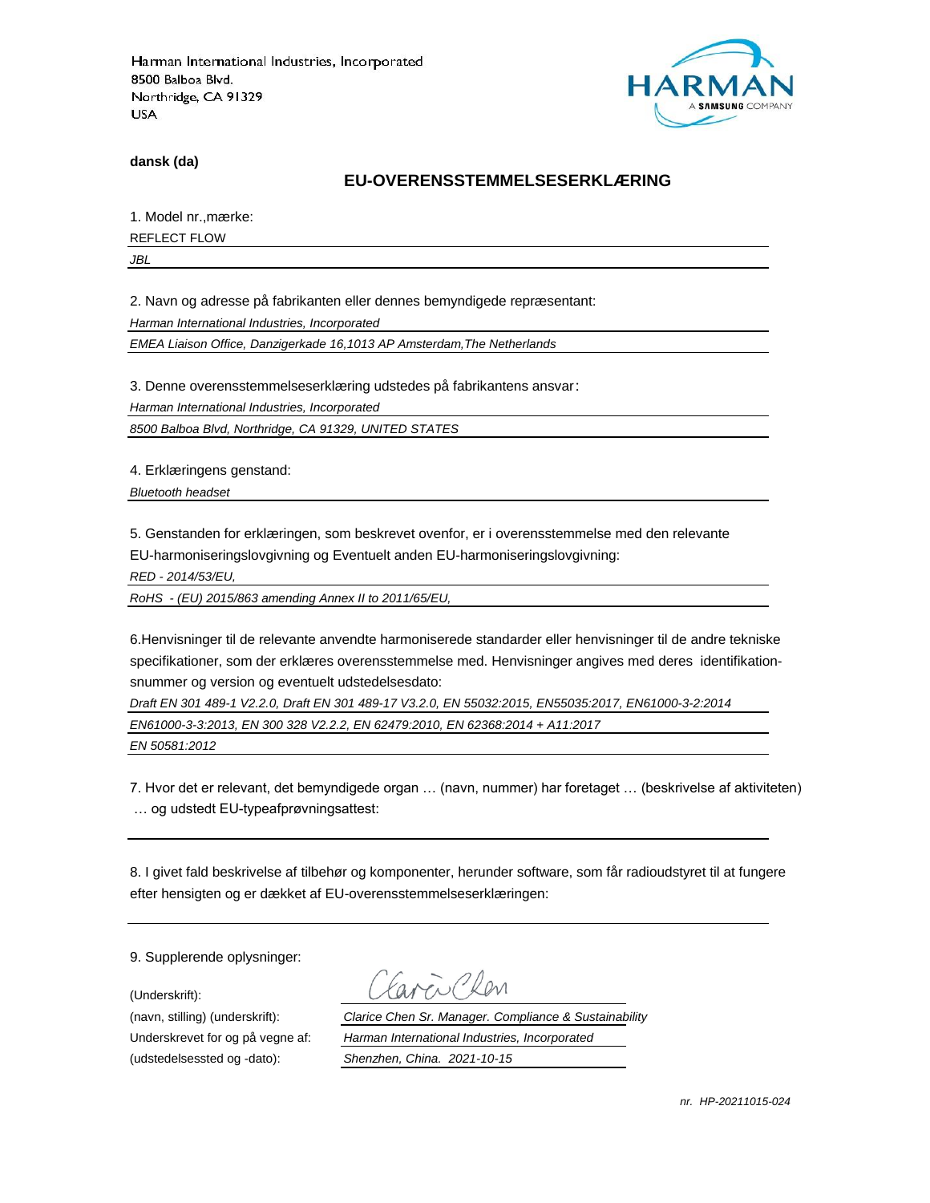Harman International Industries, Incorporated
8500 Balboa Blvd.
Northridge, CA 91329
USA

HARMAN
A SAMSUNG COMPANY

**dansk (da)**

## EU-OVERENSSTEMMELSESERKLÆRING

1. Model nr.,mærke:

REFLECT FLOW

*JBL*

2. Navn og adresse på fabrikanten eller dennes bemyndigede repræsentant:

*Harman International Industries, Incorporated*

*EMEA Liaison Office, Danzigerkade 16,1013 AP Amsterdam,The Netherlands*

3. Denne overensstemmelseserklæring udstedes på fabrikantens ansvar:

*Harman International Industries, Incorporated*

*8500 Balboa Blvd, Northridge, CA 91329, UNITED STATES*

4. Erklæringens genstand:

*Bluetooth headset*

5. Genstanden for erklæringen, som beskrevet ovenfor, er i overensstemmelse med den relevante EU-harmoniseringslovgivning og Eventuelt anden EU-harmoniseringslovgivning:

*RED - 2014/53/EU,*

*RoHS - (EU) 2015/863 amending Annex II to 2011/65/EU,*

6.Henvisninger til de relevante anvendte harmoniserede standarder eller henvisninger til de andre tekniske specifikationer, som der erklæres overensstemmelse med. Henvisninger angives med deres identifikation-snummer og version og eventuelt udstedelsesdato:

*Draft EN 301 489-1 V2.2.0, Draft EN 301 489-17 V3.2.0, EN 55032:2015, EN55035:2017, EN61000-3-2:2014*

*EN61000-3-3:2013, EN 300 328 V2.2.2, EN 62479:2010, EN 62368:2014 + A11:2017*

*EN 50581:2012*

7. Hvor det er relevant, det bemyndigede organ … (navn, nummer) har foretaget … (beskrivelse af aktiviteten) … og udstedt EU-typeafprøvningsattest:

8. I givet fald beskrivelse af tilbehør og komponenter, herunder software, som får radioudstyret til at fungere efter hensigten og er dækket af EU-overensstemmelseserklæringen:

9. Supplerende oplysninger:

| | |
|---|---|
| (Underskrift): | Clarice Chen |
| (navn, stilling) (underskrift): | *Clarice Chen Sr. Manager. Compliance & Sustainability* |
| Underskrevet for og på vegne af: | *Harman International Industries, Incorporated* |
| (udstedelsessted og -dato): | *Shenzhen, China. 2021-10-15* |

*nr. HP-20211015-024*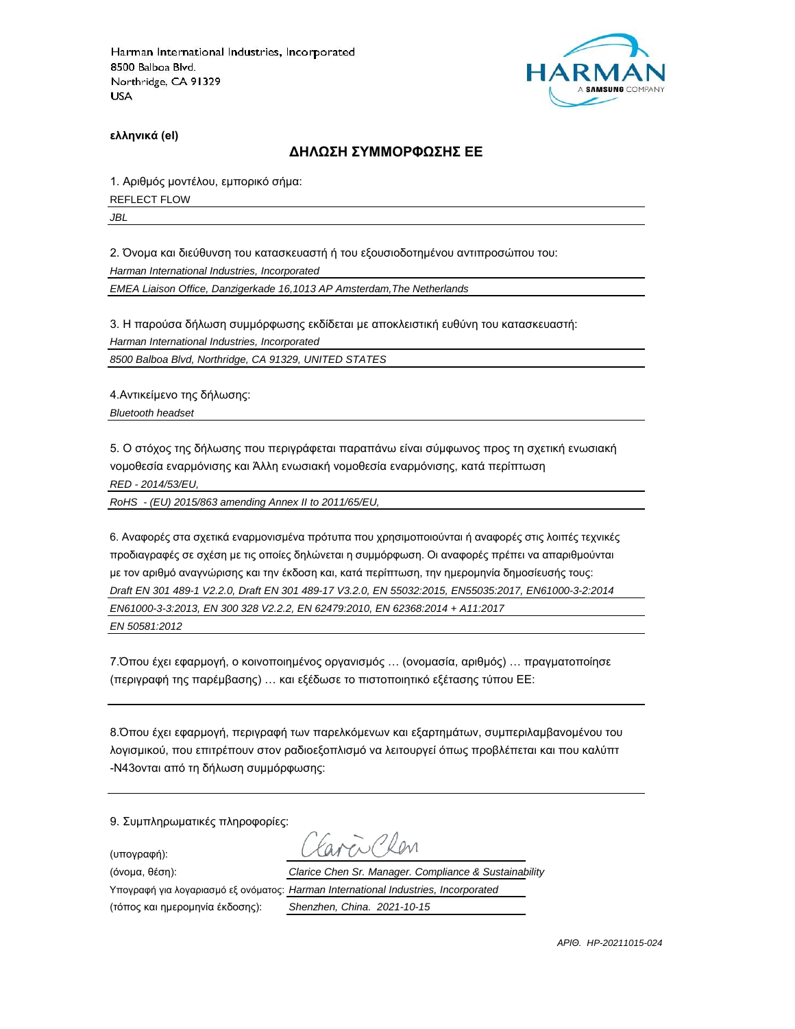Harman International Industries, Incorporated
8500 Balboa Blvd.
Northridge, CA 91329
USA

HARMAN
A SAMSUNG COMPANY

**ελληνικά (el)**

## ΔΗΛΩΣΗ ΣΥΜΜΟΡΦΩΣΗΣ ΕΕ

1. Αριθμός μοντέλου, εμπορικό σήμα:

REFLECT FLOW

*JBL*

2. Όνομα και διεύθυνση του κατασκευαστή ή του εξουσιοδοτημένου αντιπροσώπου του:

*Harman International Industries, Incorporated*

*EMEA Liaison Office, Danzigerkade 16,1013 AP Amsterdam,The Netherlands*

3. Η παρούσα δήλωση συμμόρφωσης εκδίδεται με αποκλειστική ευθύνη του κατασκευαστή:

*Harman International Industries, Incorporated*

*8500 Balboa Blvd, Northridge, CA 91329, UNITED STATES*

4.Αντικείμενο της δήλωσης:

*Bluetooth headset*

5. Ο στόχος της δήλωσης που περιγράφεται παραπάνω είναι σύμφωνος προς τη σχετική ενωσιακή νομοθεσία εναρμόνισης και Άλλη ενωσιακή νομοθεσία εναρμόνισης, κατά περίπτωση

*RED - 2014/53/EU,*

*RoHS - (EU) 2015/863 amending Annex II to 2011/65/EU,*

6. Αναφορές στα σχετικά εναρμονισμένα πρότυπα που χρησιμοποιούνται ή αναφορές στις λοιπές τεχνικές προδιαγραφές σε σχέση με τις οποίες δηλώνεται η συμμόρφωση. Οι αναφορές πρέπει να απαριθμούνται με τον αριθμό αναγνώρισης και την έκδοση και, κατά περίπτωση, την ημερομηνία δημοσίευσής τους:

*Draft EN 301 489-1 V2.2.0, Draft EN 301 489-17 V3.2.0, EN 55032:2015, EN55035:2017, EN61000-3-2:2014*

*EN61000-3-3:2013, EN 300 328 V2.2.2, EN 62479:2010, EN 62368:2014 + A11:2017*

*EN 50581:2012*

7.Όπου έχει εφαρμογή, ο κοινοποιημένος οργανισμός … (ονομασία, αριθμός) … πραγματοποίησε (περιγραφή της παρέμβασης) … και εξέδωσε το πιστοποιητικό εξέτασης τύπου ΕΕ:

8.Όπου έχει εφαρμογή, περιγραφή των παρελκόμενων και εξαρτημάτων, συμπεριλαμβανομένου του λογισμικού, που επιτρέπουν στον ραδιοεξοπλισμό να λειτουργεί όπως προβλέπεται και που καλύπτ -N43ονται από τη δήλωση συμμόρφωσης:

9. Συμπληρωματικές πληροφορίες:

(υπογραφή):

(όνομα, θέση): *Clarice Chen Sr. Manager. Compliance & Sustainability*

Υπογραφή για λογαριασμό εξ ονόματος: *Harman International Industries, Incorporated*

(τόπος και ημερομηνία έκδοσης): *Shenzhen, China. 2021-10-15*

*ΑΡΙΘ. HP-20211015-024*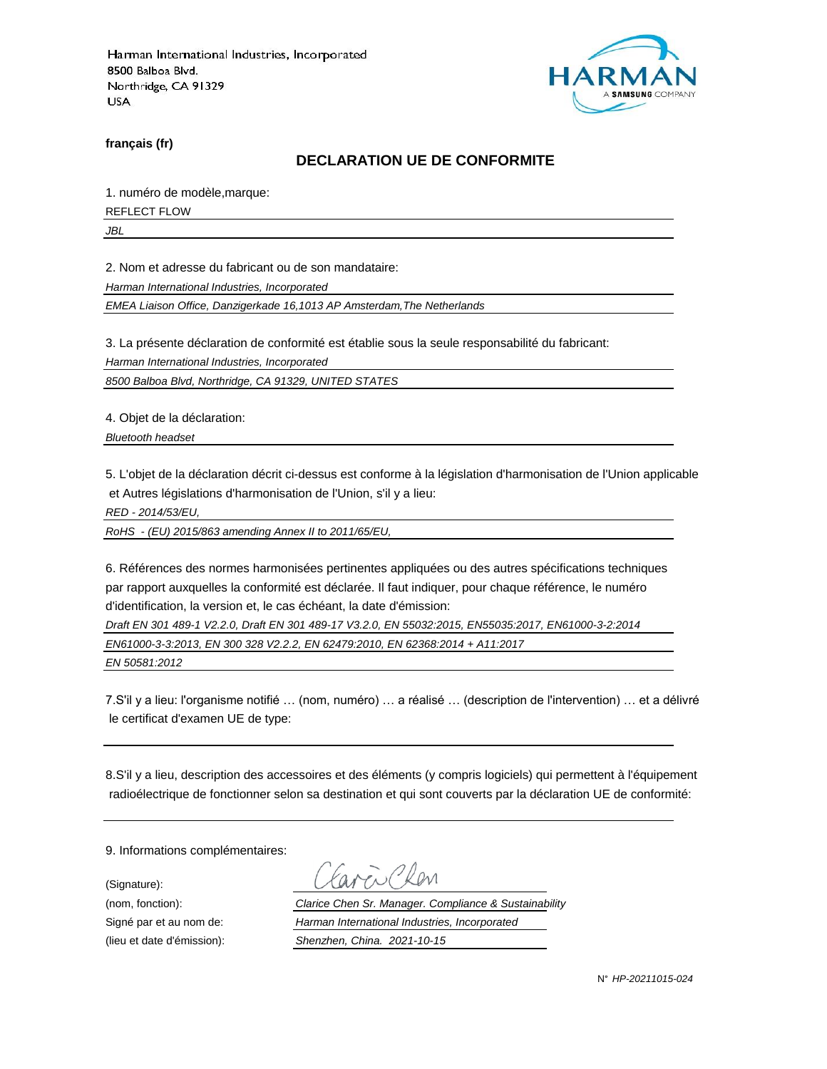Harman International Industries, Incorporated
8500 Balboa Blvd.
Northridge, CA 91329
USA

HARMAN
A SAMSUNG COMPANY

**français (fr)**

## DECLARATION UE DE CONFORMITE

1. numéro de modèle,marque:

REFLECT FLOW

*JBL*

2. Nom et adresse du fabricant ou de son mandataire:

*Harman International Industries, Incorporated*

*EMEA Liaison Office, Danzigerkade 16,1013 AP Amsterdam,The Netherlands*

3. La présente déclaration de conformité est établie sous la seule responsabilité du fabricant:

*Harman International Industries, Incorporated*

*8500 Balboa Blvd, Northridge, CA 91329, UNITED STATES*

4. Objet de la déclaration:

*Bluetooth headset*

5. L'objet de la déclaration décrit ci-dessus est conforme à la législation d'harmonisation de l'Union applicable et Autres législations d'harmonisation de l'Union, s'il y a lieu:

*RED - 2014/53/EU,*

*RoHS - (EU) 2015/863 amending Annex II to 2011/65/EU,*

6. Références des normes harmonisées pertinentes appliquées ou des autres spécifications techniques par rapport auxquelles la conformité est déclarée. Il faut indiquer, pour chaque référence, le numéro d'identification, la version et, le cas échéant, la date d'émission:

*Draft EN 301 489-1 V2.2.0, Draft EN 301 489-17 V3.2.0, EN 55032:2015, EN55035:2017, EN61000-3-2:2014*

*EN61000-3-3:2013, EN 300 328 V2.2.2, EN 62479:2010, EN 62368:2014 + A11:2017*

*EN 50581:2012*

7.S'il y a lieu: l'organisme notifié … (nom, numéro) … a réalisé … (description de l'intervention) … et a délivré le certificat d'examen UE de type:

8.S'il y a lieu, description des accessoires et des éléments (y compris logiciels) qui permettent à l'équipement radioélectrique de fonctionner selon sa destination et qui sont couverts par la déclaration UE de conformité:

9. Informations complémentaires:

(Signature): Clarice Chen

(nom, fonction): *Clarice Chen Sr. Manager. Compliance & Sustainability*

Signé par et au nom de: *Harman International Industries, Incorporated*

(lieu et date d'émission): *Shenzhen, China. 2021-10-15*

N° *HP-20211015-024*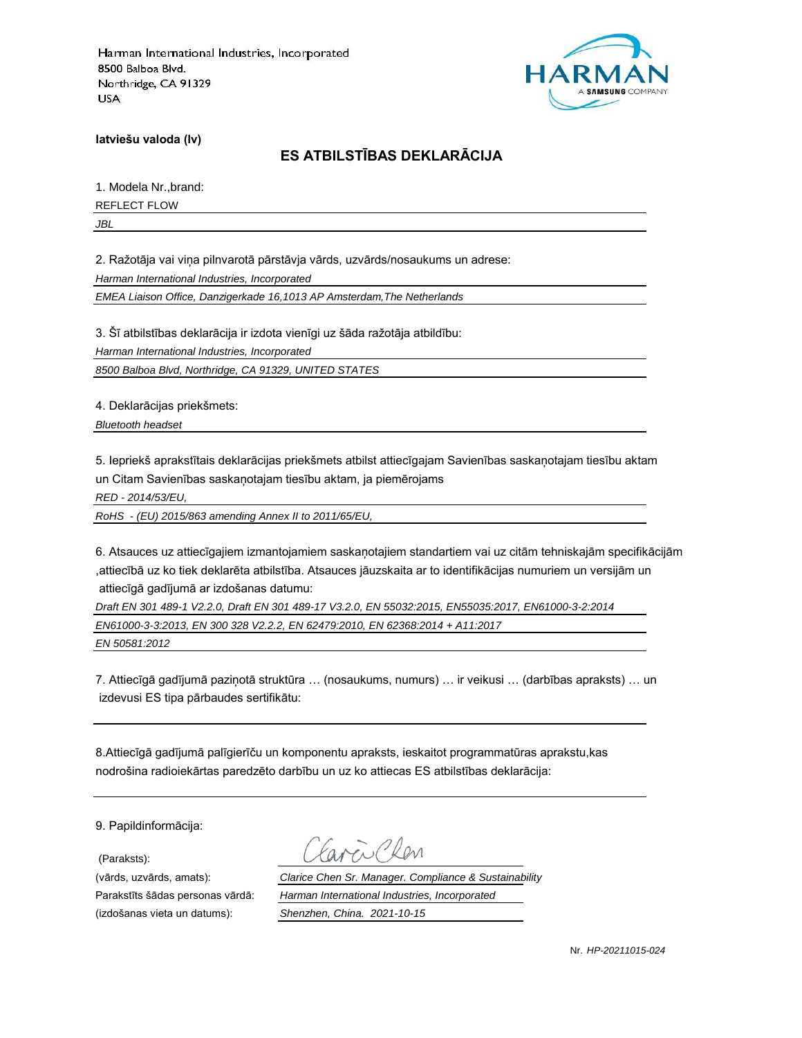Harman International Industries, Incorporated
8500 Balboa Blvd.
Northridge, CA 91329
USA

**latviešu valoda (lv)**

## ES ATBILSTĪBAS DEKLARĀCIJA

1. Modela Nr.,brand:

REFLECT FLOW

*JBL*

2. Ražotāja vai viņa pilnvarotā pārstāvja vārds, uzvārds/nosaukums un adrese:

*Harman International Industries, Incorporated*

*EMEA Liaison Office, Danzigerkade 16,1013 AP Amsterdam,The Netherlands*

3. Šī atbilstības deklarācija ir izdota vienīgi uz šāda ražotāja atbildību:

*Harman International Industries, Incorporated*

*8500 Balboa Blvd, Northridge, CA 91329, UNITED STATES*

4. Deklarācijas priekšmets:

*Bluetooth headset*

5. Iepriekš aprakstītais deklarācijas priekšmets atbilst attiecīgajam Savienības saskaņotajam tiesību aktam un Citam Savienības saskaņotajam tiesību aktam, ja piemērojams

*RED - 2014/53/EU,*

*RoHS - (EU) 2015/863 amending Annex II to 2011/65/EU,*

6. Atsauces uz attiecīgajiem izmantojamiem saskaņotajiem standartiem vai uz citām tehniskajām specifikācijām ,attiecībā uz ko tiek deklarēta atbilstība. Atsauces jāuzskaita ar to identifikācijas numuriem un versijām un attiecīgā gadījumā ar izdošanas datumu:

*Draft EN 301 489-1 V2.2.0, Draft EN 301 489-17 V3.2.0, EN 55032:2015, EN55035:2017, EN61000-3-2:2014*

*EN61000-3-3:2013, EN 300 328 V2.2.2, EN 62479:2010, EN 62368:2014 + A11:2017*

*EN 50581:2012*

7. Attiecīgā gadījumā paziņotā struktūra … (nosaukums, numurs) … ir veikusi … (darbības apraksts) … un izdevusi ES tipa pārbaudes sertifikātu:

8.Attiecīgā gadījumā palīgierīču un komponentu apraksts, ieskaitot programmatūras aprakstu,kas nodrošina radioiekārtas paredzēto darbību un uz ko attiecas ES atbilstības deklarācija:

9. Papildinformācija:

(Paraksts): Clarice Chen

(vārds, uzvārds, amats): *Clarice Chen Sr. Manager. Compliance & Sustainability*

Parakstīts šādas personas vārdā: *Harman International Industries, Incorporated*

(izdošanas vieta un datums): *Shenzhen, China. 2021-10-15*

Nr. *HP-20211015-024*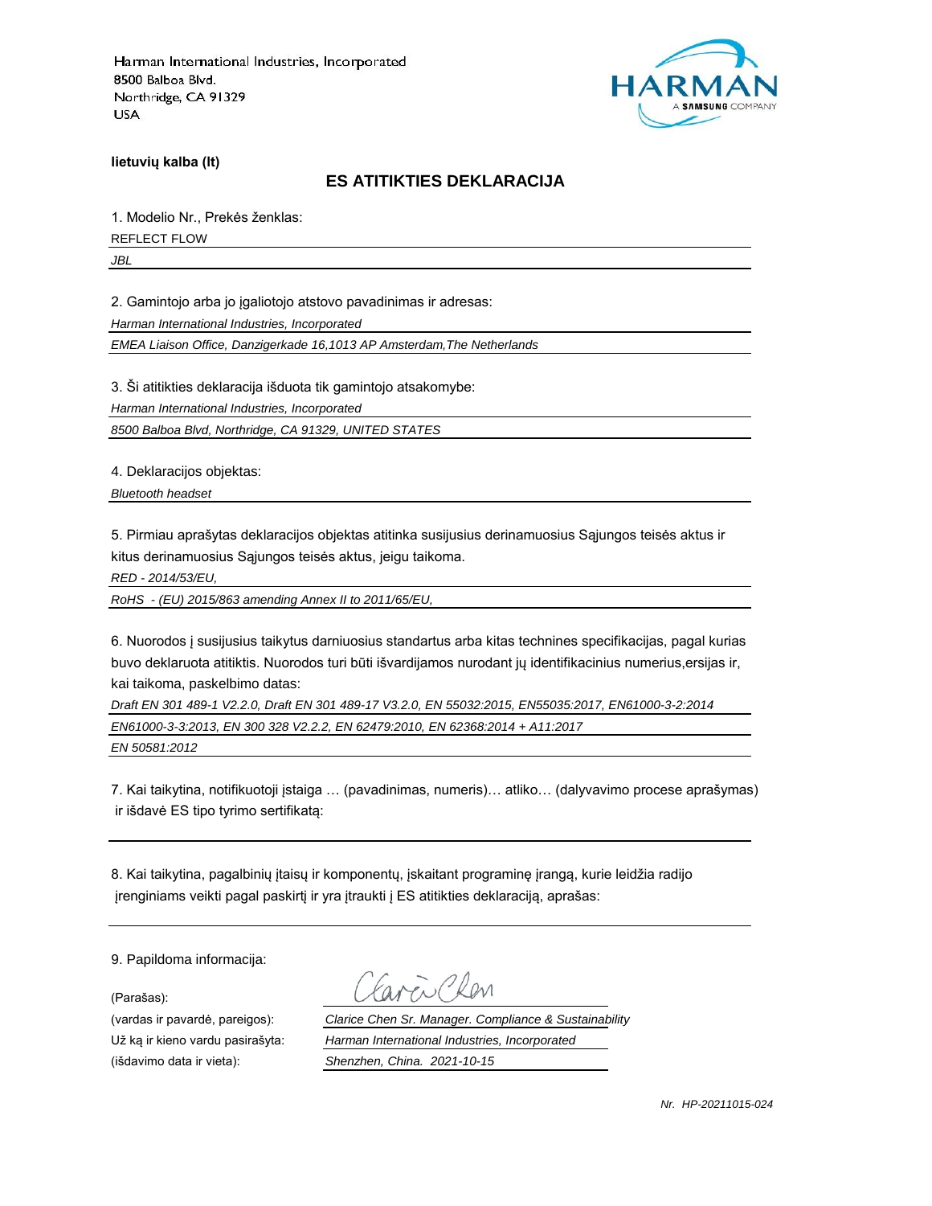Harman International Industries, Incorporated
8500 Balboa Blvd.
Northridge, CA 91329
USA

**lietuvių kalba (lt)**

## ES ATITIKTIES DEKLARACIJA

1. Modelio Nr., Prekės ženklas:

REFLECT FLOW

*JBL*

2. Gamintojo arba jo įgaliotojo atstovo pavadinimas ir adresas:

*Harman International Industries, Incorporated*

*EMEA Liaison Office, Danzigerkade 16,1013 AP Amsterdam,The Netherlands*

3. Ši atitikties deklaracija išduota tik gamintojo atsakomybe:

*Harman International Industries, Incorporated*

*8500 Balboa Blvd, Northridge, CA 91329, UNITED STATES*

4. Deklaracijos objektas:

*Bluetooth headset*

5. Pirmiau aprašytas deklaracijos objektas atitinka susijusius derinamuosius Sąjungos teisės aktus ir kitus derinamuosius Sąjungos teisės aktus, jeigu taikoma.

*RED - 2014/53/EU,*

*RoHS - (EU) 2015/863 amending Annex II to 2011/65/EU,*

6. Nuorodos į susijusius taikytus darniuosius standartus arba kitas technines specifikacijas, pagal kurias buvo deklaruota atitiktis. Nuorodos turi būti išvardijamos nurodant jų identifikacinius numerius,ersijas ir, kai taikoma, paskelbimo datas:

*Draft EN 301 489-1 V2.2.0, Draft EN 301 489-17 V3.2.0, EN 55032:2015, EN55035:2017, EN61000-3-2:2014*

*EN61000-3-3:2013, EN 300 328 V2.2.2, EN 62479:2010, EN 62368:2014 + A11:2017*

*EN 50581:2012*

7. Kai taikytina, notifikuotoji įstaiga … (pavadinimas, numeris)… atliko… (dalyvavimo procese aprašymas) ir išdavė ES tipo tyrimo sertifikatą:

8. Kai taikytina, pagalbinių įtaisų ir komponentų, įskaitant programinę įrangą, kurie leidžia radijo įrenginiams veikti pagal paskirtį ir yra įtraukti į ES atitikties deklaraciją, aprašas:

9. Papildoma informacija:

(Parašas):

(vardas ir pavardė, pareigos): *Clarice Chen Sr. Manager. Compliance & Sustainability*

Už ką ir kieno vardu pasirašyta: *Harman International Industries, Incorporated*

(išdavimo data ir vieta): *Shenzhen, China. 2021-10-15*

*Nr. HP-20211015-024*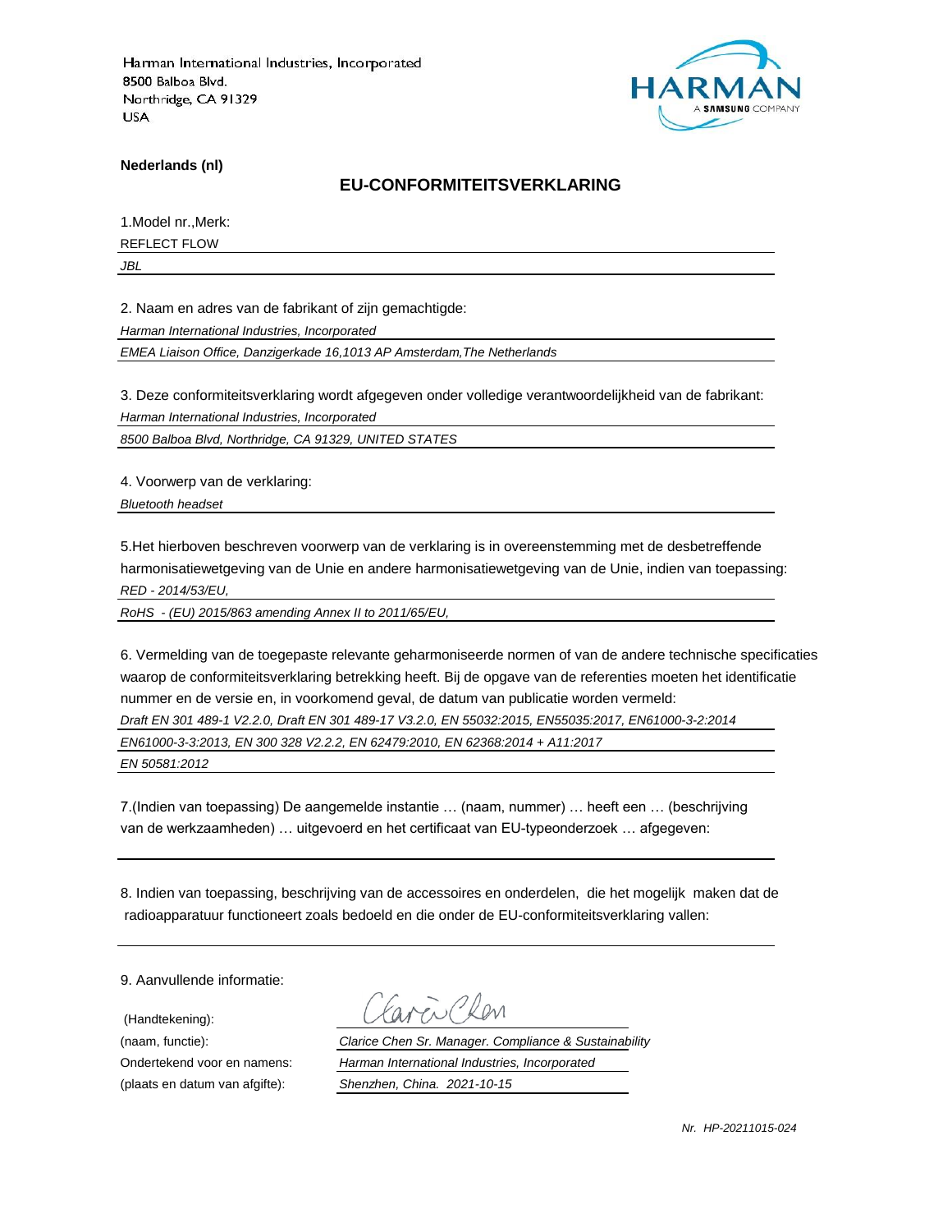Harman International Industries, Incorporated
8500 Balboa Blvd.
Northridge, CA 91329
USA

**Nederlands (nl)**

## EU-CONFORMITEITSVERKLARING

1.Model nr.,Merk:

REFLECT FLOW

*JBL*

2. Naam en adres van de fabrikant of zijn gemachtigde:

*Harman International Industries, Incorporated*

*EMEA Liaison Office, Danzigerkade 16,1013 AP Amsterdam,The Netherlands*

3. Deze conformiteitsverklaring wordt afgegeven onder volledige verantwoordelijkheid van de fabrikant:

*Harman International Industries, Incorporated*

*8500 Balboa Blvd, Northridge, CA 91329, UNITED STATES*

4. Voorwerp van de verklaring:

*Bluetooth headset*

5.Het hierboven beschreven voorwerp van de verklaring is in overeenstemming met de desbetreffende harmonisatiewetgeving van de Unie en andere harmonisatiewetgeving van de Unie, indien van toepassing:

*RED - 2014/53/EU,*

*RoHS - (EU) 2015/863 amending Annex II to 2011/65/EU,*

6. Vermelding van de toegepaste relevante geharmoniseerde normen of van de andere technische specificaties waarop de conformiteitsverklaring betrekking heeft. Bij de opgave van de referenties moeten het identificatie nummer en de versie en, in voorkomend geval, de datum van publicatie worden vermeld:

*Draft EN 301 489-1 V2.2.0, Draft EN 301 489-17 V3.2.0, EN 55032:2015, EN55035:2017, EN61000-3-2:2014*

*EN61000-3-3:2013, EN 300 328 V2.2.2, EN 62479:2010, EN 62368:2014 + A11:2017*

*EN 50581:2012*

7.(Indien van toepassing) De aangemelde instantie … (naam, nummer) … heeft een … (beschrijving van de werkzaamheden) … uitgevoerd en het certificaat van EU-typeonderzoek … afgegeven:

8. Indien van toepassing, beschrijving van de accessoires en onderdelen, die het mogelijk maken dat de radioapparatuur functioneert zoals bedoeld en die onder de EU-conformiteitsverklaring vallen:

9. Aanvullende informatie:

(Handtekening):

(naam, functie): *Clarice Chen Sr. Manager. Compliance & Sustainability*

Ondertekend voor en namens: *Harman International Industries, Incorporated*

(plaats en datum van afgifte): *Shenzhen, China. 2021-10-15*

*Nr. HP-20211015-024*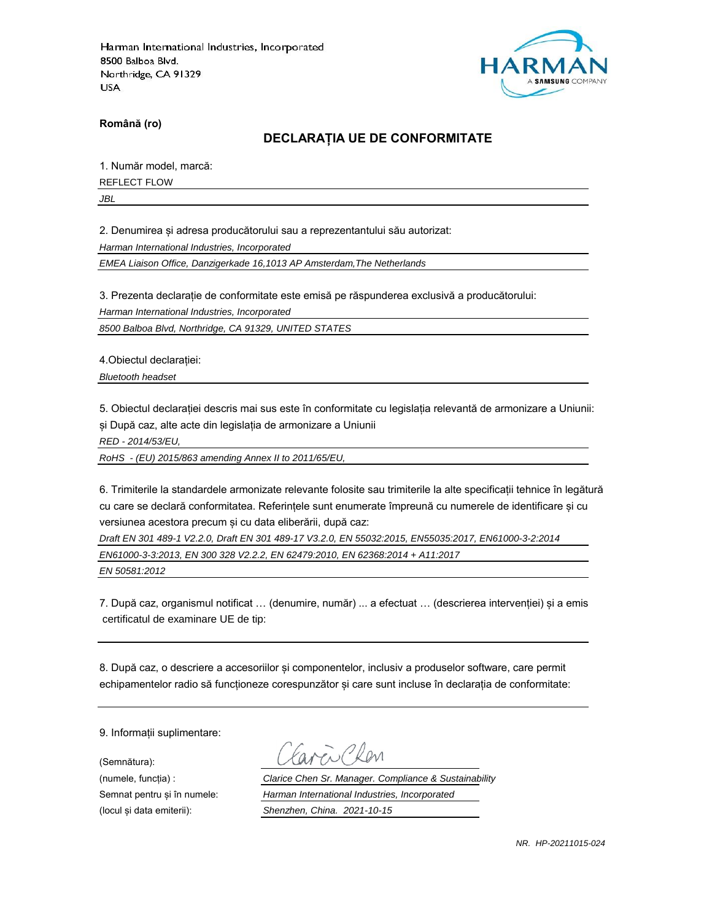Harman International Industries, Incorporated
8500 Balboa Blvd.
Northridge, CA 91329
USA

HARMAN
A SAMSUNG COMPANY

**Română (ro)**

## DECLARAȚIA UE DE CONFORMITATE

1. Număr model, marcă:

REFLECT FLOW

*JBL*

2. Denumirea și adresa producătorului sau a reprezentantului său autorizat:

*Harman International Industries, Incorporated*

*EMEA Liaison Office, Danzigerkade 16,1013 AP Amsterdam,The Netherlands*

3. Prezenta declarație de conformitate este emisă pe răspunderea exclusivă a producătorului:

*Harman International Industries, Incorporated*

*8500 Balboa Blvd, Northridge, CA 91329, UNITED STATES*

4.Obiectul declarației:

*Bluetooth headset*

5. Obiectul declarației descris mai sus este în conformitate cu legislația relevantă de armonizare a Uniunii: și După caz, alte acte din legislația de armonizare a Uniunii

*RED - 2014/53/EU,*

*RoHS - (EU) 2015/863 amending Annex II to 2011/65/EU,*

6. Trimiterile la standardele armonizate relevante folosite sau trimiterile la alte specificații tehnice în legătură cu care se declară conformitatea. Referințele sunt enumerate împreună cu numerele de identificare și cu versiunea acestora precum și cu data eliberării, după caz:

*Draft EN 301 489-1 V2.2.0, Draft EN 301 489-17 V3.2.0, EN 55032:2015, EN55035:2017, EN61000-3-2:2014*

*EN61000-3-3:2013, EN 300 328 V2.2.2, EN 62479:2010, EN 62368:2014 + A11:2017*

*EN 50581:2012*

7. După caz, organismul notificat … (denumire, număr) ... a efectuat … (descrierea intervenției) și a emis certificatul de examinare UE de tip:

8. După caz, o descriere a accesoriilor și componentelor, inclusiv a produselor software, care permit echipamentelor radio să funcționeze corespunzător și care sunt incluse în declarația de conformitate:

9. Informații suplimentare:

(Semnătura):

(numele, funcția) : *Clarice Chen Sr. Manager. Compliance & Sustainability*

Semnat pentru și în numele: *Harman International Industries, Incorporated*

(locul și data emiterii): *Shenzhen, China. 2021-10-15*

*NR. HP-20211015-024*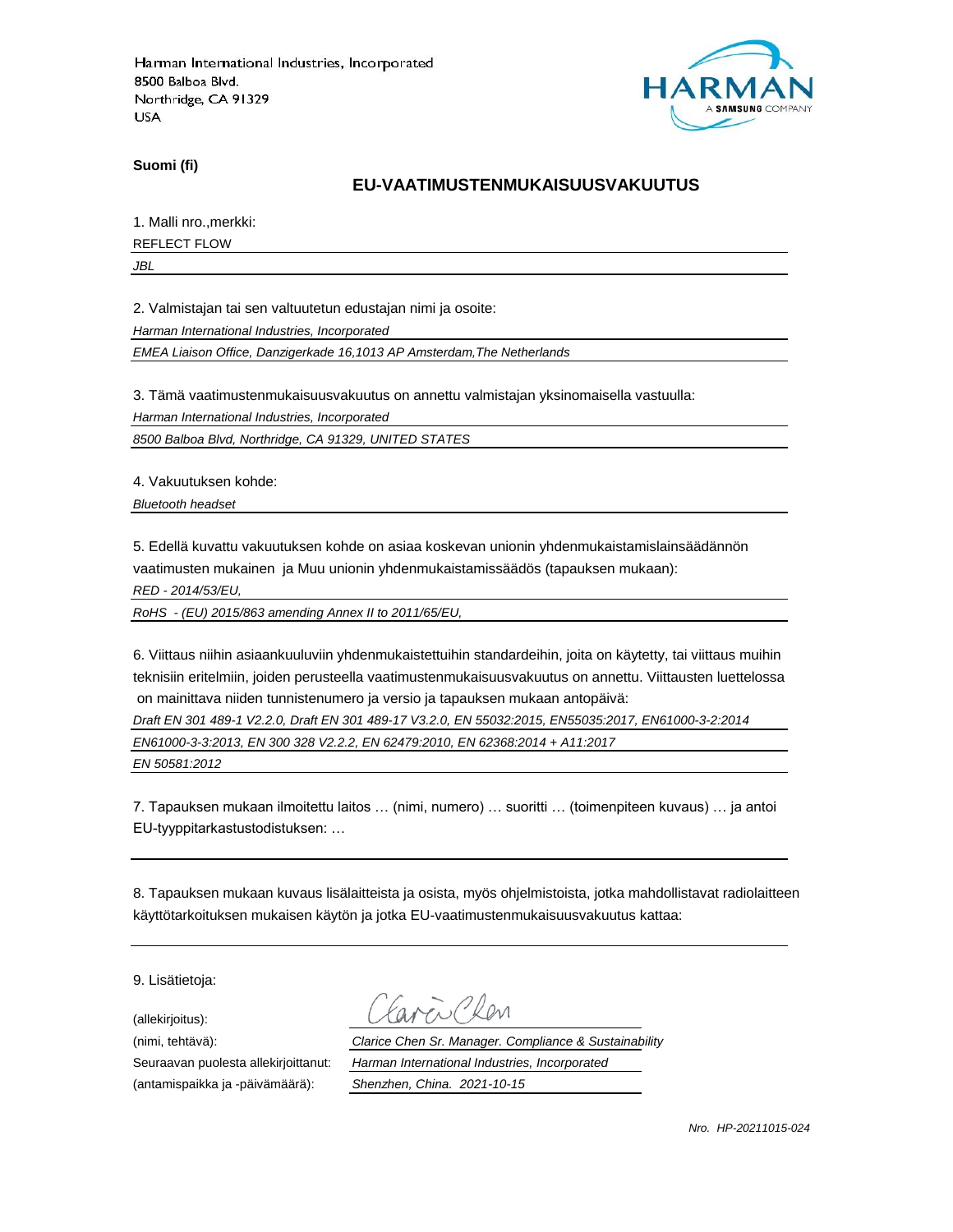Harman International Industries, Incorporated
8500 Balboa Blvd.
Northridge, CA 91329
USA

**Suomi (fi)**

## EU-VAATIMUSTENMUKAISUUSVAKUUTUS

1. Malli nro.,merkki:

REFLECT FLOW

*JBL*

2. Valmistajan tai sen valtuutetun edustajan nimi ja osoite:

*Harman International Industries, Incorporated*

*EMEA Liaison Office, Danzigerkade 16,1013 AP Amsterdam,The Netherlands*

3. Tämä vaatimustenmukaisuusvakuutus on annettu valmistajan yksinomaisella vastuulla:

*Harman International Industries, Incorporated*

*8500 Balboa Blvd, Northridge, CA 91329, UNITED STATES*

4. Vakuutuksen kohde:

*Bluetooth headset*

5. Edellä kuvattu vakuutuksen kohde on asiaa koskevan unionin yhdenmukaistamislainsäädännön vaatimusten mukainen ja Muu unionin yhdenmukaistamissäädös (tapauksen mukaan):

*RED - 2014/53/EU,*

*RoHS - (EU) 2015/863 amending Annex II to 2011/65/EU,*

6. Viittaus niihin asiaankuuluviin yhdenmukaistettuihin standardeihin, joita on käytetty, tai viittaus muihin teknisiin eritelmiin, joiden perusteella vaatimustenmukaisuusvakuutus on annettu. Viittausten luettelossa on mainittava niiden tunnistenumero ja versio ja tapauksen mukaan antopäivä:

*Draft EN 301 489-1 V2.2.0, Draft EN 301 489-17 V3.2.0, EN 55032:2015, EN55035:2017, EN61000-3-2:2014*

*EN61000-3-3:2013, EN 300 328 V2.2.2, EN 62479:2010, EN 62368:2014 + A11:2017*

*EN 50581:2012*

7. Tapauksen mukaan ilmoitettu laitos … (nimi, numero) … suoritti … (toimenpiteen kuvaus) … ja antoi EU-tyyppitarkastustodistuksen: …

8. Tapauksen mukaan kuvaus lisälaitteista ja osista, myös ohjelmistoista, jotka mahdollistavat radiolaitteen käyttötarkoituksen mukaisen käytön ja jotka EU-vaatimustenmukaisuusvakuutus kattaa:

9. Lisätietoja:

(allekirjoitus): Clarice Chen

(nimi, tehtävä): *Clarice Chen Sr. Manager. Compliance & Sustainability*

Seuraavan puolesta allekirjoittanut: *Harman International Industries, Incorporated*

(antamispaikka ja -päivämäärä): *Shenzhen, China. 2021-10-15*

*Nro. HP-20211015-024*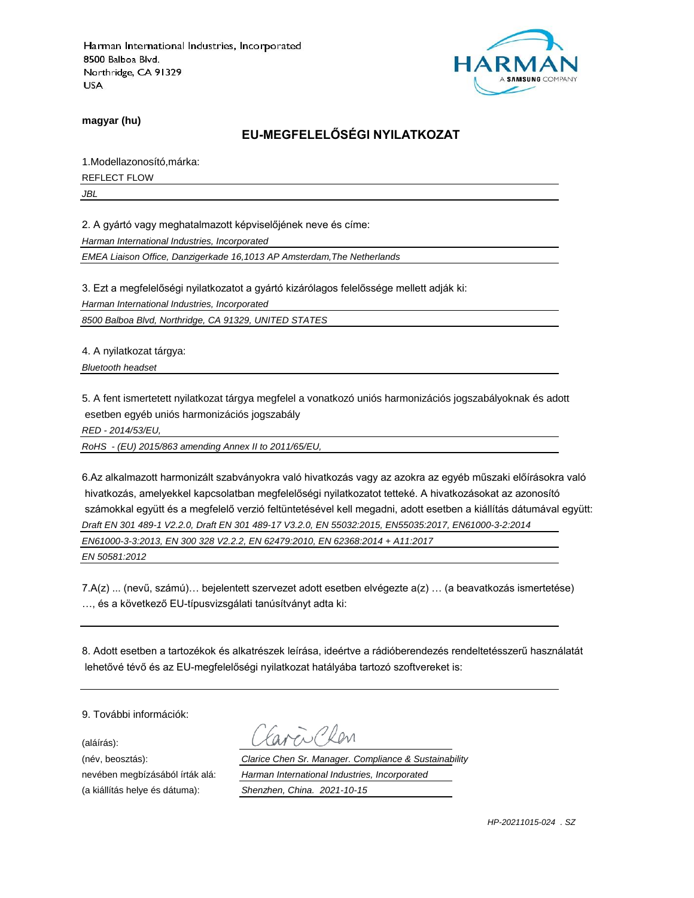Harman International Industries, Incorporated
8500 Balboa Blvd.
Northridge, CA 91329
USA

HARMAN
A SAMSUNG COMPANY

**magyar (hu)**

## EU-MEGFELELŐSÉGI NYILATKOZAT

1.Modellazonosító,márka:

REFLECT FLOW

*JBL*

2. A gyártó vagy meghatalmazott képviselőjének neve és címe:

*Harman International Industries, Incorporated*

*EMEA Liaison Office, Danzigerkade 16,1013 AP Amsterdam,The Netherlands*

3. Ezt a megfelelőségi nyilatkozatot a gyártó kizárólagos felelőssége mellett adják ki:

*Harman International Industries, Incorporated*

*8500 Balboa Blvd, Northridge, CA 91329, UNITED STATES*

4. A nyilatkozat tárgya:

*Bluetooth headset*

5. A fent ismertetett nyilatkozat tárgya megfelel a vonatkozó uniós harmonizációs jogszabályoknak és adott esetben egyéb uniós harmonizációs jogszabály

*RED - 2014/53/EU,*

*RoHS - (EU) 2015/863 amending Annex II to 2011/65/EU,*

6.Az alkalmazott harmonizált szabványokra való hivatkozás vagy az azokra az egyéb műszaki előírásokra való hivatkozás, amelyekkel kapcsolatban megfelelőségi nyilatkozatot tetteké. A hivatkozásokat az azonosító számokkal együtt és a megfelelő verzió feltüntetésével kell megadni, adott esetben a kiállítás dátumával együtt:

*Draft EN 301 489-1 V2.2.0, Draft EN 301 489-17 V3.2.0, EN 55032:2015, EN55035:2017, EN61000-3-2:2014*

*EN61000-3-3:2013, EN 300 328 V2.2.2, EN 62479:2010, EN 62368:2014 + A11:2017*

*EN 50581:2012*

7.A(z) ... (nevű, számú)… bejelentett szervezet adott esetben elvégezte a(z) … (a beavatkozás ismertetése) …, és a következő EU-típusvizsgálati tanúsítványt adta ki:

8. Adott esetben a tartozékok és alkatrészek leírása, ideértve a rádióberendezés rendeltetésszerű használatát lehetővé tévő és az EU-megfelelőségi nyilatkozat hatályába tartozó szoftvereket is:

9. További információk:

(aláírás): Clarice Chen

(név, beosztás): *Clarice Chen Sr. Manager. Compliance & Sustainability*

nevében megbízásából írták alá: *Harman International Industries, Incorporated*

(a kiállítás helye és dátuma): *Shenzhen, China. 2021-10-15*

*HP-20211015-024 . SZ*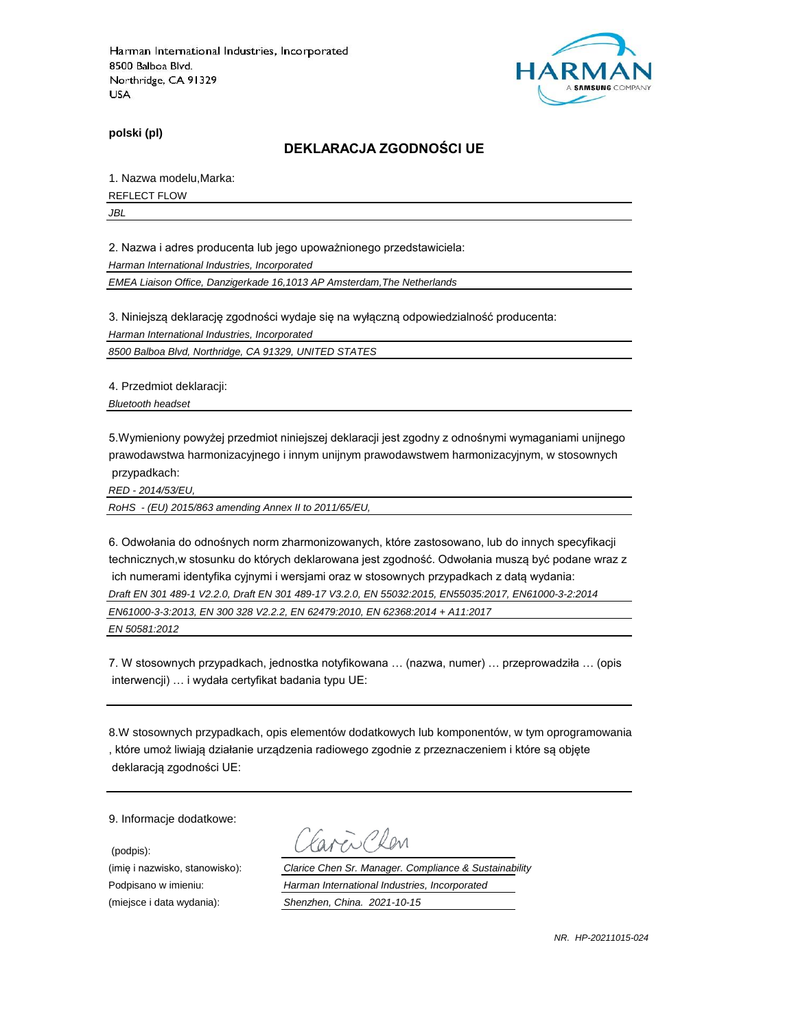Harman International Industries, Incorporated
8500 Balboa Blvd.
Northridge, CA 91329
USA

HARMAN
A SAMSUNG COMPANY

**polski (pl)**

## DEKLARACJA ZGODNOŚCI UE

1. Nazwa modelu,Marka:

REFLECT FLOW

*JBL*

2. Nazwa i adres producenta lub jego upoważnionego przedstawiciela:

*Harman International Industries, Incorporated*

*EMEA Liaison Office, Danzigerkade 16,1013 AP Amsterdam,The Netherlands*

3. Niniejszą deklarację zgodności wydaje się na wyłączną odpowiedzialność producenta:

*Harman International Industries, Incorporated*

*8500 Balboa Blvd, Northridge, CA 91329, UNITED STATES*

4. Przedmiot deklaracji:

*Bluetooth headset*

5.Wymieniony powyżej przedmiot niniejszej deklaracji jest zgodny z odnośnymi wymaganiami unijnego prawodawstwa harmonizacyjnego i innym unijnym prawodawstwem harmonizacyjnym, w stosownych przypadkach:

*RED - 2014/53/EU,*

*RoHS - (EU) 2015/863 amending Annex II to 2011/65/EU,*

6. Odwołania do odnośnych norm zharmonizowanych, które zastosowano, lub do innych specyfikacji technicznych,w stosunku do których deklarowana jest zgodność. Odwołania muszą być podane wraz z ich numerami identyfika cyjnymi i wersjami oraz w stosownych przypadkach z datą wydania:

*Draft EN 301 489-1 V2.2.0, Draft EN 301 489-17 V3.2.0, EN 55032:2015, EN55035:2017, EN61000-3-2:2014*

*EN61000-3-3:2013, EN 300 328 V2.2.2, EN 62479:2010, EN 62368:2014 + A11:2017*

*EN 50581:2012*

7. W stosownych przypadkach, jednostka notyfikowana … (nazwa, numer) … przeprowadziła … (opis interwencji) … i wydała certyfikat badania typu UE:

8.W stosownych przypadkach, opis elementów dodatkowych lub komponentów, w tym oprogramowania , które umoż liwiają działanie urządzenia radiowego zgodnie z przeznaczeniem i które są objęte deklaracją zgodności UE:

9. Informacje dodatkowe:

| | |
|---|---|
| (podpis): | Clarice Chen |
| (imię i nazwisko, stanowisko): | *Clarice Chen Sr. Manager. Compliance & Sustainability* |
| Podpisano w imieniu: | *Harman International Industries, Incorporated* |
| (miejsce i data wydania): | *Shenzhen, China. 2021-10-15* |

*NR. HP-20211015-024*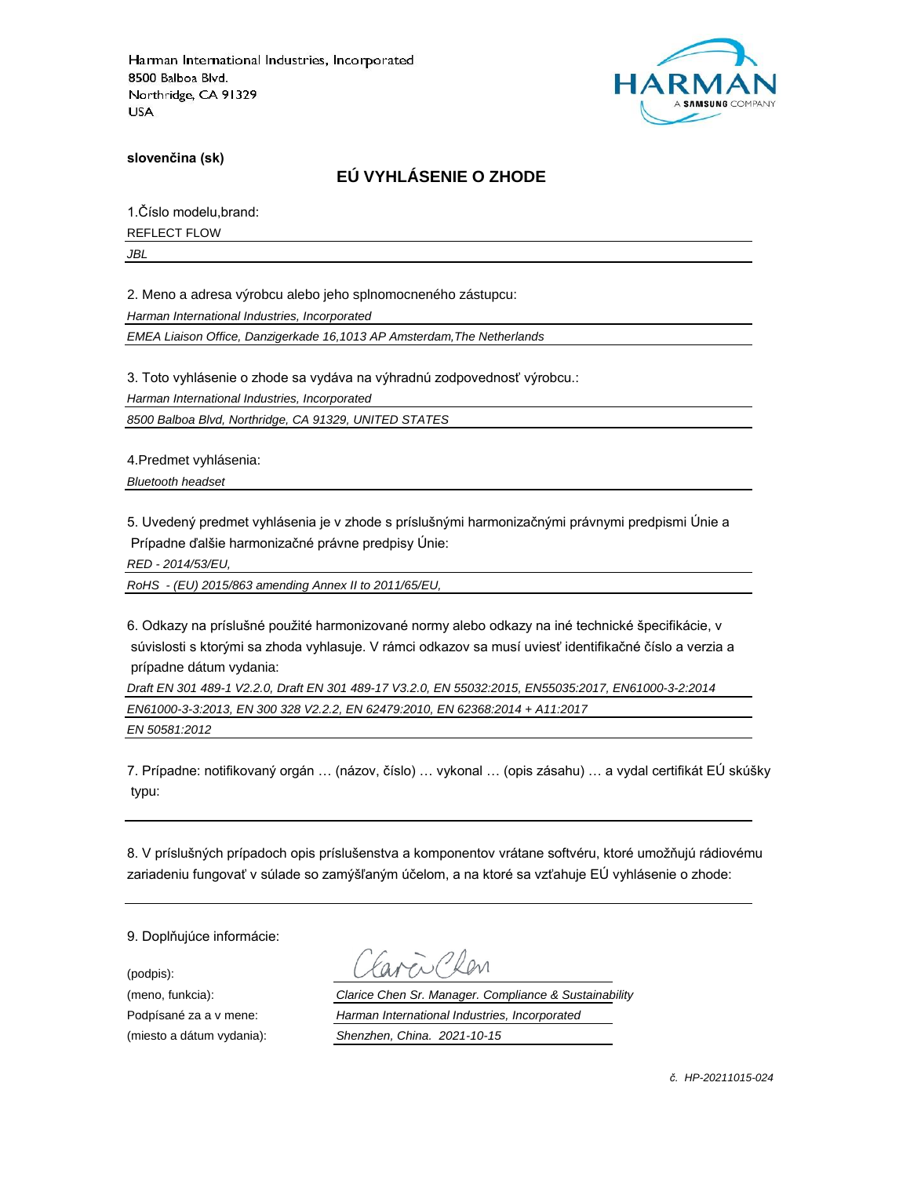Harman International Industries, Incorporated
8500 Balboa Blvd.
Northridge, CA 91329
USA

**slovenčina (sk)**

## EÚ VYHLÁSENIE O ZHODE

1.Číslo modelu,brand:

REFLECT FLOW

*JBL*

2. Meno a adresa výrobcu alebo jeho splnomocneného zástupcu:

*Harman International Industries, Incorporated*

*EMEA Liaison Office, Danzigerkade 16,1013 AP Amsterdam,The Netherlands*

3. Toto vyhlásenie o zhode sa vydáva na výhradnú zodpovednosť výrobcu.:

*Harman International Industries, Incorporated*

*8500 Balboa Blvd, Northridge, CA 91329, UNITED STATES*

4.Predmet vyhlásenia:

*Bluetooth headset*

5. Uvedený predmet vyhlásenia je v zhode s príslušnými harmonizačnými právnymi predpismi Únie a Prípadne ďalšie harmonizačné právne predpisy Únie:

*RED - 2014/53/EU,*

*RoHS - (EU) 2015/863 amending Annex II to 2011/65/EU,*

6. Odkazy na príslušné použité harmonizované normy alebo odkazy na iné technické špecifikácie, v súvislosti s ktorými sa zhoda vyhlasuje. V rámci odkazov sa musí uviesť identifikačné číslo a verzia a prípadne dátum vydania:

*Draft EN 301 489-1 V2.2.0, Draft EN 301 489-17 V3.2.0, EN 55032:2015, EN55035:2017, EN61000-3-2:2014*

*EN61000-3-3:2013, EN 300 328 V2.2.2, EN 62479:2010, EN 62368:2014 + A11:2017*

*EN 50581:2012*

7. Prípadne: notifikovaný orgán … (názov, číslo) … vykonal … (opis zásahu) … a vydal certifikát EÚ skúšky typu:

8. V príslušných prípadoch opis príslušenstva a komponentov vrátane softvéru, ktoré umožňujú rádiovému zariadeniu fungovať v súlade so zamýšľaným účelom, a na ktoré sa vzťahuje EÚ vyhlásenie o zhode:

9. Doplňujúce informácie:

(podpis):

(meno, funkcia): *Clarice Chen Sr. Manager. Compliance & Sustainability*

Podpísané za a v mene: *Harman International Industries, Incorporated*

(miesto a dátum vydania): *Shenzhen, China. 2021-10-15*

*č. HP-20211015-024*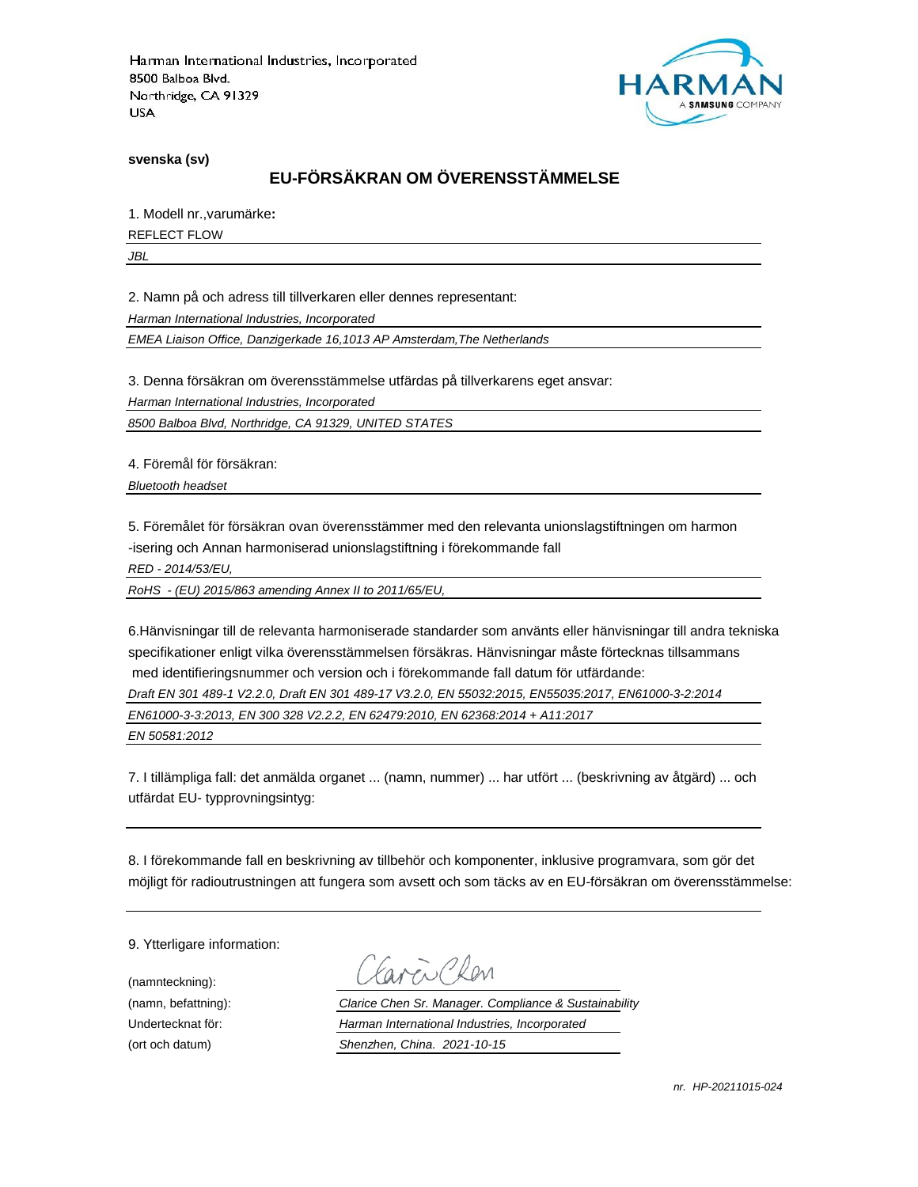Harman International Industries, Incorporated
8500 Balboa Blvd.
Northridge, CA 91329
USA

**svenska (sv)**

## EU-FÖRSÄKRAN OM ÖVERENSSTÄMMELSE

1. Modell nr.,varumärke**:**

REFLECT FLOW

*JBL*

2. Namn på och adress till tillverkaren eller dennes representant:

*Harman International Industries, Incorporated*

*EMEA Liaison Office, Danzigerkade 16,1013 AP Amsterdam,The Netherlands*

3. Denna försäkran om överensstämmelse utfärdas på tillverkarens eget ansvar:

*Harman International Industries, Incorporated*

*8500 Balboa Blvd, Northridge, CA 91329, UNITED STATES*

4. Föremål för försäkran:

*Bluetooth headset*

5. Föremålet för försäkran ovan överensstämmer med den relevanta unionslagstiftningen om harmon -isering och Annan harmoniserad unionslagstiftning i förekommande fall

*RED - 2014/53/EU,*

*RoHS - (EU) 2015/863 amending Annex II to 2011/65/EU,*

6.Hänvisningar till de relevanta harmoniserade standarder som använts eller hänvisningar till andra tekniska specifikationer enligt vilka överensstämmelsen försäkras. Hänvisningar måste förtecknas tillsammans med identifieringsnummer och version och i förekommande fall datum för utfärdande:

*Draft EN 301 489-1 V2.2.0, Draft EN 301 489-17 V3.2.0, EN 55032:2015, EN55035:2017, EN61000-3-2:2014*

*EN61000-3-3:2013, EN 300 328 V2.2.2, EN 62479:2010, EN 62368:2014 + A11:2017*

*EN 50581:2012*

7. I tillämpliga fall: det anmälda organet ... (namn, nummer) ... har utfört ... (beskrivning av åtgärd) ... och utfärdat EU- typprovningsintyg:

8. I förekommande fall en beskrivning av tillbehör och komponenter, inklusive programvara, som gör det möjligt för radioutrustningen att fungera som avsett och som täcks av en EU-försäkran om överensstämmelse:

9. Ytterligare information:

(namnteckning): Clarice Chen

(namn, befattning): *Clarice Chen Sr. Manager. Compliance & Sustainability*

Undertecknat för: *Harman International Industries, Incorporated*

(ort och datum) *Shenzhen, China. 2021-10-15*

*nr. HP-20211015-024*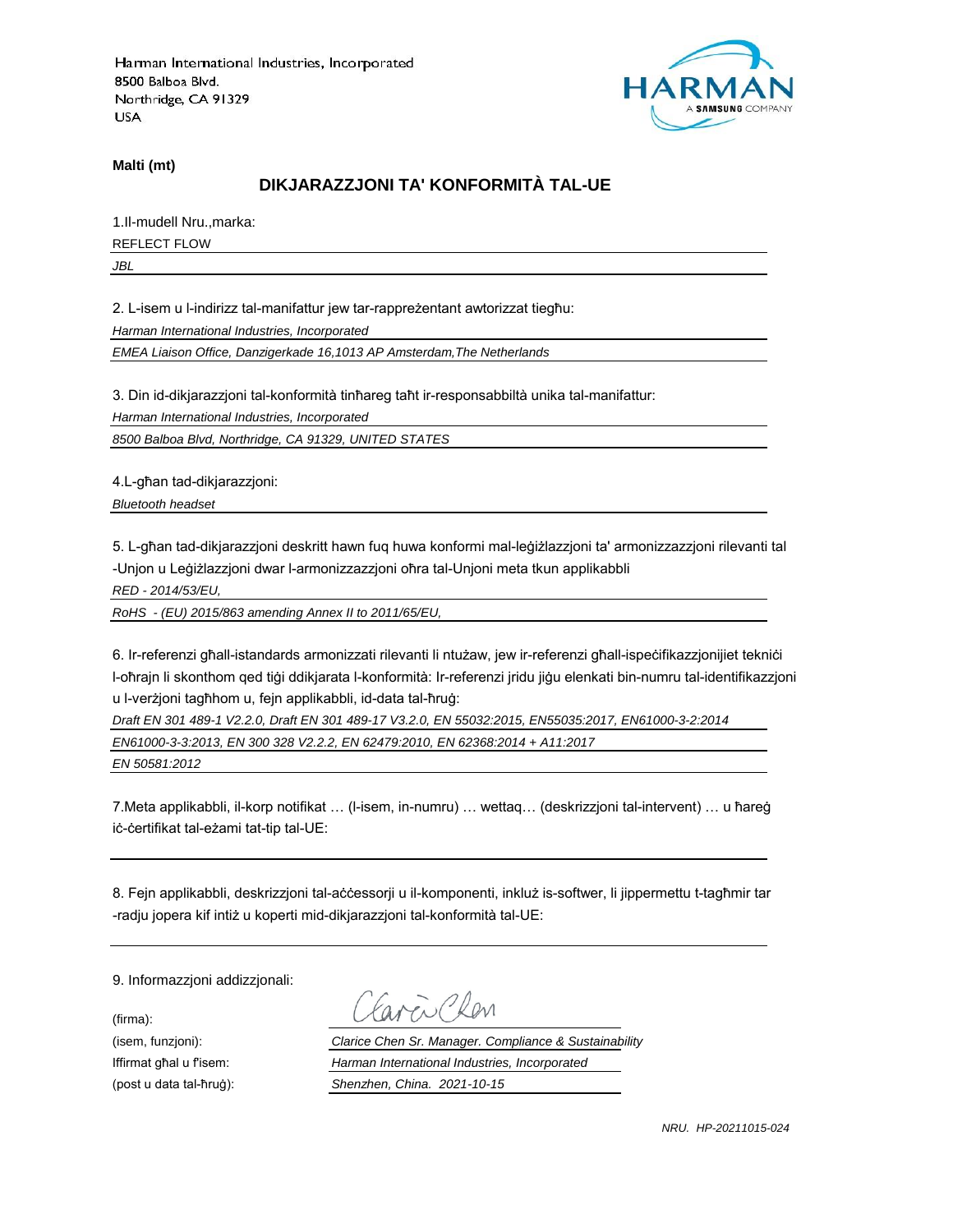Harman International Industries, Incorporated
8500 Balboa Blvd.
Northridge, CA 91329
USA

**Malti (mt)**

## DIKJARAZZJONI TA' KONFORMITÀ TAL-UE

1.Il-mudell Nru.,marka:

REFLECT FLOW

*JBL*

2. L-isem u l-indirizz tal-manifattur jew tar-rappreżentant awtorizzat tiegħu:

*Harman International Industries, Incorporated*

*EMEA Liaison Office, Danzigerkade 16,1013 AP Amsterdam,The Netherlands*

3. Din id-dikjarazzjoni tal-konformità tinħareg taħt ir-responsabbiltà unika tal-manifattur:

*Harman International Industries, Incorporated*

*8500 Balboa Blvd, Northridge, CA 91329, UNITED STATES*

4.L-għan tad-dikjarazzjoni:

*Bluetooth headset*

5. L-għan tad-dikjarazzjoni deskritt hawn fuq huwa konformi mal-leġiżlazzjoni ta' armonizzazzjoni rilevanti tal -Unjon u Leġiżlazzjoni dwar l-armonizzazzjoni oħra tal-Unjoni meta tkun applikabbli

*RED - 2014/53/EU,*

*RoHS - (EU) 2015/863 amending Annex II to 2011/65/EU,*

6. Ir-referenzi għall-istandards armonizzati rilevanti li ntużaw, jew ir-referenzi għall-ispeċifikazzjonijiet tekniċi l-oħrajn li skonthom qed tiġi ddikjarata l-konformità: Ir-referenzi jridu jiġu elenkati bin-numru tal-identifikazzjoni u l-verżjoni tagħhom u, fejn applikabbli, id-data tal-ħruġ:

*Draft EN 301 489-1 V2.2.0, Draft EN 301 489-17 V3.2.0, EN 55032:2015, EN55035:2017, EN61000-3-2:2014*

*EN61000-3-3:2013, EN 300 328 V2.2.2, EN 62479:2010, EN 62368:2014 + A11:2017*

*EN 50581:2012*

7.Meta applikabbli, il-korp notifikat … (l-isem, in-numru) … wettaq… (deskrizzjoni tal-intervent) … u ħareġ iċ-ċertifikat tal-eżami tat-tip tal-UE:

8. Fejn applikabbli, deskrizzjoni tal-aċċessorji u il-komponenti, inkluż is-softwer, li jippermettu t-tagħmir tar -radju jopera kif intiż u koperti mid-dikjarazzjoni tal-konformità tal-UE:

9. Informazzjoni addizzjonali:

(firma):

(isem, funzjoni): *Clarice Chen Sr. Manager. Compliance & Sustainability*

Iffirmat għal u f'isem: *Harman International Industries, Incorporated*

(post u data tal-ħruġ): *Shenzhen, China. 2021-10-15*

*NRU. HP-20211015-024*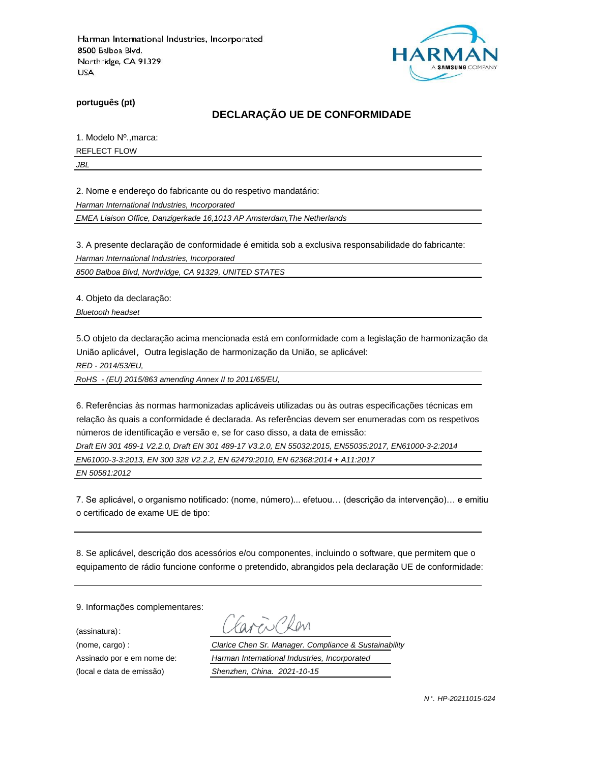Harman International Industries, Incorporated
8500 Balboa Blvd.
Northridge, CA 91329
USA

**português (pt)**

## DECLARAÇÃO UE DE CONFORMIDADE

1. Modelo Nº.,marca:

REFLECT FLOW

*JBL*

2. Nome e endereço do fabricante ou do respetivo mandatário:

*Harman International Industries, Incorporated*

*EMEA Liaison Office, Danzigerkade 16,1013 AP Amsterdam,The Netherlands*

3. A presente declaração de conformidade é emitida sob a exclusiva responsabilidade do fabricante:

*Harman International Industries, Incorporated*

*8500 Balboa Blvd, Northridge, CA 91329, UNITED STATES*

4. Objeto da declaração:

*Bluetooth headset*

5.O objeto da declaração acima mencionada está em conformidade com a legislação de harmonização da União aplicável，Outra legislação de harmonização da União, se aplicável:

*RED - 2014/53/EU,*

*RoHS - (EU) 2015/863 amending Annex II to 2011/65/EU,*

6. Referências às normas harmonizadas aplicáveis utilizadas ou às outras especificações técnicas em relação às quais a conformidade é declarada. As referências devem ser enumeradas com os respetivos números de identificação e versão e, se for caso disso, a data de emissão:

*Draft EN 301 489-1 V2.2.0, Draft EN 301 489-17 V3.2.0, EN 55032:2015, EN55035:2017, EN61000-3-2:2014*

*EN61000-3-3:2013, EN 300 328 V2.2.2, EN 62479:2010, EN 62368:2014 + A11:2017*

*EN 50581:2012*

7. Se aplicável, o organismo notificado: (nome, número)... efetuou… (descrição da intervenção)… e emitiu o certificado de exame UE de tipo:

8. Se aplicável, descrição dos acessórios e/ou componentes, incluindo o software, que permitem que o equipamento de rádio funcione conforme o pretendido, abrangidos pela declaração UE de conformidade:

9. Informações complementares:

(assinatura):

(nome, cargo) : *Clarice Chen Sr. Manager. Compliance & Sustainability*

Assinado por e em nome de: *Harman International Industries, Incorporated*

(local e data de emissão) *Shenzhen, China. 2021-10-15*

*N°. HP-20211015-024*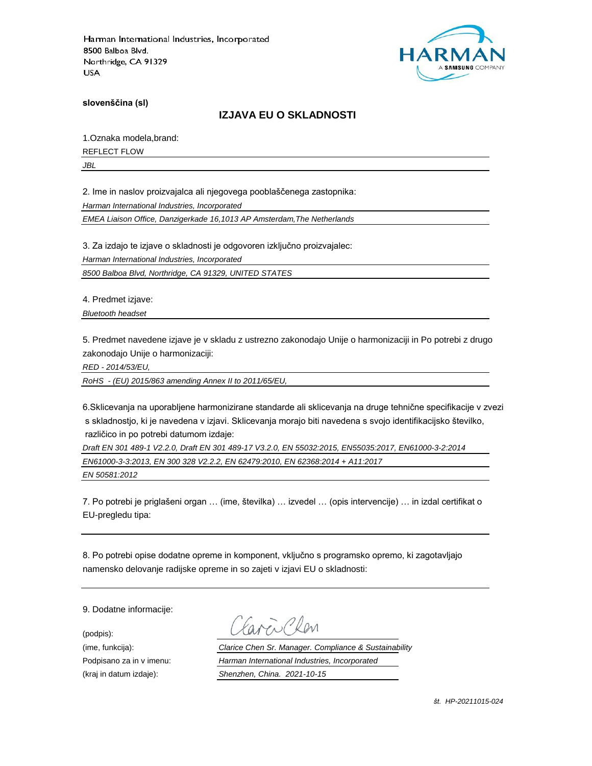Harman International Industries, Incorporated
8500 Balboa Blvd.
Northridge, CA 91329
USA

HARMAN
A SAMSUNG COMPANY

**slovenščina (sl)**

## IZJAVA EU O SKLADNOSTI

1.Oznaka modela,brand:

REFLECT FLOW

*JBL*

2. Ime in naslov proizvajalca ali njegovega pooblaščenega zastopnika:

*Harman International Industries, Incorporated*

*EMEA Liaison Office, Danzigerkade 16,1013 AP Amsterdam,The Netherlands*

3. Za izdajo te izjave o skladnosti je odgovoren izključno proizvajalec:

*Harman International Industries, Incorporated*

*8500 Balboa Blvd, Northridge, CA 91329, UNITED STATES*

4. Predmet izjave:

*Bluetooth headset*

5. Predmet navedene izjave je v skladu z ustrezno zakonodajo Unije o harmonizaciji in Po potrebi z drugo zakonodajo Unije o harmonizaciji:

*RED - 2014/53/EU,*

*RoHS - (EU) 2015/863 amending Annex II to 2011/65/EU,*

6.Sklicevanja na uporabljene harmonizirane standarde ali sklicevanja na druge tehnične specifikacije v zvezi s skladnostjo, ki je navedena v izjavi. Sklicevanja morajo biti navedena s svojo identifikacijsko številko, različico in po potrebi datumom izdaje:

*Draft EN 301 489-1 V2.2.0, Draft EN 301 489-17 V3.2.0, EN 55032:2015, EN55035:2017, EN61000-3-2:2014*

*EN61000-3-3:2013, EN 300 328 V2.2.2, EN 62479:2010, EN 62368:2014 + A11:2017*

*EN 50581:2012*

7. Po potrebi je priglašeni organ … (ime, številka) … izvedel … (opis intervencije) … in izdal certifikat o EU-pregledu tipa:

8. Po potrebi opise dodatne opreme in komponent, vključno s programsko opremo, ki zagotavljajo namensko delovanje radijske opreme in so zajeti v izjavi EU o skladnosti:

9. Dodatne informacije:

(podpis): Clarice Chen

(ime, funkcija): *Clarice Chen Sr. Manager. Compliance & Sustainability*

Podpisano za in v imenu: *Harman International Industries, Incorporated*

(kraj in datum izdaje): *Shenzhen, China. 2021-10-15*

*št. HP-20211015-024*